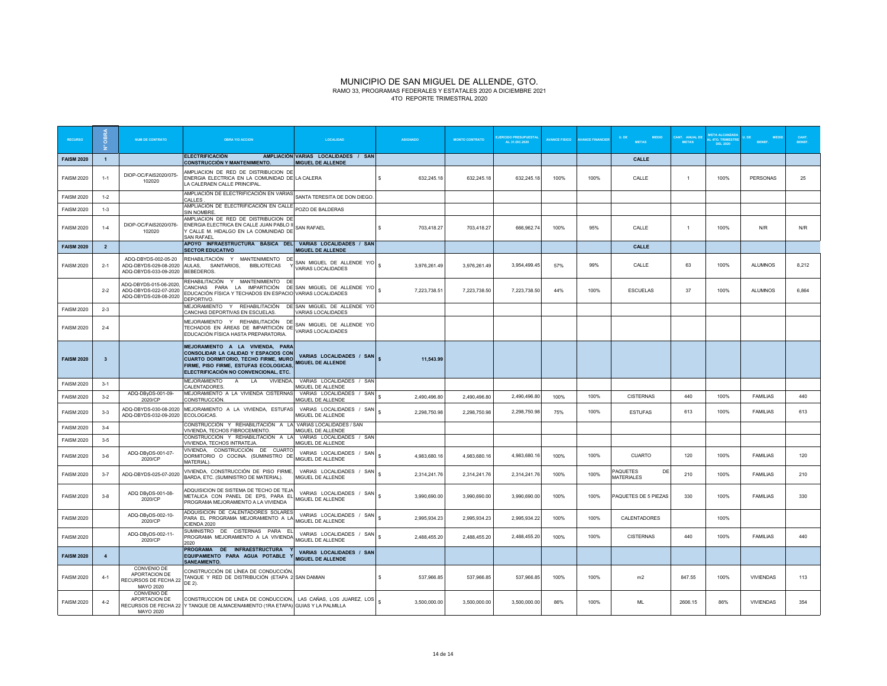# MUNICIPIO DE SAN MIGUEL DE ALLENDE, GTO.

RAMO 33, PROGRAMAS FEDERALES Y ESTATALES 2020 A DICIEMBRE 2021

4TO REPORTE TRIMESTRAL 2020

| RECURSO | N° OBRA | NUM DE CONTRATO | OBRA Y/O ACCION | LOCALIDAD | ASIGNADO | MONTO CONTRATO | EJERCIDO PRESUPUESTAL AL 31.DIC.2020 | AVANCE FISICO | AVANCE FINANCIERO | U. DE MEDIDA METAS | CANT. ANUAL DE METAS | META ALCANZADA AL 4TO. TRIMESTRE DEL 2020 | U. DE MEDIDA BENEF. | CANT. BENEF. |
|---|---|---|---|---|---|---|---|---|---|---|---|---|---|---|
| **FAISM 2020** | **1** | | **ELECTRIFICACIÓN AMPLIACIÓN CONSTRUCCIÓN Y MANTENIMIENTO.** | **VARIAS LOCALIDADES / SAN MIGUEL DE ALLENDE** | | | | | | **CALLE** | | | | |
| FAISM 2020 | 1-1 | DIOP-OC/FAIS2020/075-102020 | AMPLIACION DE RED DE DISTRIBUCION DE ENERGIA ELECTRICA EN LA COMUNIDAD DE LA CALERAEN CALLE PRINCIPAL. | LA CALERA | $ 632,245.18 | 632,245.18 | 632,245.18 | 100% | 100% | CALLE | 1 | 100% | PERSONAS | 25 |
| FAISM 2020 | 1-2 | | AMPLIACIÓN DE ELECTRIFICACIÓN EN VARIAS CALLES . | SANTA TERESITA DE DON DIEGO. | | | | | | | | | | |
| FAISM 2020 | 1-3 | | AMPLIACIÓN DE ELECTRIFICACIÓN EN CALLE SIN NOMBRE. | POZO DE BALDERAS | | | | | | | | | | |
| FAISM 2020 | 1-4 | DIOP-OC/FAIS2020/076-102020 | AMPLIACION DE RED DE DISTRIBUCION DE ENERGIA ELECTRICA EN CALLE JUAN PABLO II Y CALLE M. HIDALGO EN LA COMUNIDAD DE SAN RAFAEL | SAN RAFAEL | $ 703,418.27 | 703,418.27 | 666,962.74 | 100% | 95% | CALLE | 1 | 100% | N/R | N/R |
| **FAISM 2020** | **2** | | **APOYO INFRAESTRUCTURA BÁSICA DEL SECTOR EDUCATIVO** | **VARIAS LOCALIDADES / SAN MIGUEL DE ALLENDE** | | | | | | **CALLE** | | | | |
| FAISM 2020 | 2-1 | ADQ-DBYDS-002-05-20 ADQ-DBYDS-029-08-2020 ADQ-DBYDS-033-09-2020 | REHABILITACIÓN Y MANTENIMIENTO DE AULAS, SANITARIOS, BIBLIOTECAS Y BEBEDEROS. | SAN MIGUEL DE ALLENDE Y/O VARIAS LOCALIDADES | $ 3,976,261.49 | 3,976,261.49 | 3,954,499.45 | 57% | 99% | CALLE | 63 | 100% | ALUMNOS | 8,212 |
| | 2-2 | ADQ-DBYDS-015-06-2020, ADQ-DBYDS-022-07-2020 ADQ-DBYDS-028-08-2020 | REHABILITACIÓN Y MANTENIMIENTO DE CANCHAS PARA LA IMPARTICIÓN DE EDUCACIÓN FÍSICA Y TECHADOS EN ESPACIO DEPORTIVO. | SAN MIGUEL DE ALLENDE Y/O VARIAS LOCALIDADES | $ 7,223,738.51 | 7,223,738.50 | 7,223,738.50 | 44% | 100% | ESCUELAS | 37 | 100% | ALUMNOS | 6,864 |
| FAISM 2020 | 2-3 | | MEJORAMIENTO Y REHABILITACIÓN DE CANCHAS DEPORTIVAS EN ESCUELAS. | SAN MIGUEL DE ALLENDE Y/O VARIAS LOCALIDADES | | | | | | | | | | |
| FAISM 2020 | 2-4 | | MEJORAMIENTO Y REHABILITACIÓN DE TECHADOS EN ÁREAS DE IMPARTICIÓN DE EDUCACIÓN FÍSICA HASTA PREPARATORIA. | SAN MIGUEL DE ALLENDE Y/O VARIAS LOCALIDADES | | | | | | | | | | |
| **FAISM 2020** | **3** | | **MEJORAMIENTO A LA VIVIENDA, PARA CONSOLIDAR LA CALIDAD Y ESPACIOS CON CUARTO DORMITORIO, TECHO FIRME, MURO FIRME, PISO FIRME, ESTUFAS ECOLOGICAS, ELECTRIFICACIÓN NO CONVENCIONAL, ETC.** | **VARIAS LOCALIDADES / SAN MIGUEL DE ALLENDE** | **$ 11,543.99** | | | | | | | | | |
| FAISM 2020 | 3-1 | | MEJORAMIENTO A LA VIVIENDA, CALENTADORES. | VARIAS LOCALIDADES / SAN MIGUEL DE ALLENDE | | | | | | | | | | |
| FAISM 2020 | 3-2 | ADQ-DByDS-001-09-2020/CP | MEJORAMIENTO A LA VIVIENDA CISTERNAS CONSTRUCCIÓN. | VARIAS LOCALIDADES / SAN MIGUEL DE ALLENDE | $ 2,490,496.80 | 2,490,496.80 | 2,490,496.80 | 100% | 100% | CISTERNAS | 440 | 100% | FAMILIAS | 440 |
| FAISM 2020 | 3-3 | ADQ-DBYDS-030-08-2020 ADQ-DBYDS-032-09-2020 | MEJORAMIENTO A LA VIVIENDA, ESTUFAS ECOLOGICAS. | VARIAS LOCALIDADES / SAN MIGUEL DE ALLENDE | $ 2,298,750.98 | 2,298,750.98 | 2,298,750.98 | 75% | 100% | ESTUFAS | 613 | 100% | FAMILIAS | 613 |
| FAISM 2020 | 3-4 | | CONSTRUCCIÓN Y REHABILITACIÓN A LA VIVIENDA, TECHOS FIBROCEMENTO. | VARIAS LOCALIDADES / SAN MIGUEL DE ALLENDE | | | | | | | | | | |
| FAISM 2020 | 3-5 | | CONSTRUCCIÓN Y REHABILITACIÓN A LA VIVIENDA, TECHOS INTRATEJA. | VARIAS LOCALIDADES / SAN MIGUEL DE ALLENDE | | | | | | | | | | |
| FAISM 2020 | 3-6 | ADQ-DByDS-001-07-2020/CP | VIVIENDA, CONSTRUCCIÓN DE CUARTO DORMITORIO O COCINA. (SUMINISTRO DE MATERIAL). | VARIAS LOCALIDADES / SAN MIGUEL DE ALLENDE | $ 4,983,680.16 | 4,983,680.16 | 4,983,680.16 | 100% | 100% | CUARTO | 120 | 100% | FAMILIAS | 120 |
| FAISM 2020 | 3-7 | ADQ-DBYDS-025-07-2020 | VIVIENDA, CONSTRUCCIÓN DE PISO FIRME, BARDA, ETC. (SUMINISTRO DE MATERIAL). | VARIAS LOCALIDADES / SAN MIGUEL DE ALLENDE | $ 2,314,241.76 | 2,314,241.76 | 2,314,241.76 | 100% | 100% | PAQUETES DE MATERIALES | 210 | 100% | FAMILIAS | 210 |
| FAISM 2020 | 3-8 | ADQ DByDS-001-08-2020/CP | ADQUISICION DE SISTEMA DE TECHO DE TEJA METALICA CON PANEL DE EPS, PARA EL PROGRAMA MEJORAMIENTO A LA VIVIENDA | VARIAS LOCALIDADES / SAN MIGUEL DE ALLENDE | $ 3,990,690.00 | 3,990,690.00 | 3,990,690.00 | 100% | 100% | PAQUETES DE 5 PIEZAS | 330 | 100% | FAMILIAS | 330 |
| FAISM 2020 | | ADQ-DByDS-002-10-2020/CP | ADQUISICION DE CALENTADORES SOLARES PARA EL PROGRAMA MEJORAMIENTO A LA ICIENDA 2020 | VARIAS LOCALIDADES / SAN MIGUEL DE ALLENDE | $ 2,995,934.23 | 2,995,934.23 | 2,995,934.22 | 100% | 100% | CALENTADORES | | 100% | | |
| FAISM 2020 | | ADQ-DByDS-002-11-2020/CP | SUMINISTRO DE CISTERNAS PARA EL PROGRAMA MEJORAMIENTO A LA VIVIENDA 2020 | VARIAS LOCALIDADES / SAN MIGUEL DE ALLENDE | $ 2,488,455.20 | 2,488,455.20 | 2,488,455.20 | 100% | 100% | CISTERNAS | 440 | 100% | FAMILIAS | 440 |
| **FAISM 2020** | **4** | | **PROGRAMA DE INFRAESTRUCTURA Y EQUIPAMIENTO PARA AGUA POTABLE Y SANEAMIENTO.** | **VARIAS LOCALIDADES / SAN MIGUEL DE ALLENDE** | | | | | | | | | | |
| FAISM 2020 | 4-1 | CONVENIO DE APORTACION DE RECURSOS DE FECHA 22 MAYO 2020 | CONSTRUCCIÓN DE LÍNEA DE CONDUCCIÓN, TANQUE Y RED DE DISTRIBUCIÓN (ETAPA 2 DE 2). | SAN DAMIAN | $ 537,966.85 | 537,966.85 | 537,966.85 | 100% | 100% | m2 | 847.55 | 100% | VIVIENDAS | 113 |
| FAISM 2020 | 4-2 | CONVENIO DE APORTACION DE RECURSOS DE FECHA 22 MAYO 2020 | CONSTRUCCION DE LINEA DE CONDUCCION, Y TANQUE DE ALMACENAMIENTO (1RA ETAPA) | LAS CAÑAS, LOS JUAREZ, LOS GUIAS Y LA PALMILLA | $ 3,500,000.00 | 3,500,000.00 | 3,500,000.00 | 86% | 100% | ML | 2606.15 | 86% | VIVIENDAS | 354 |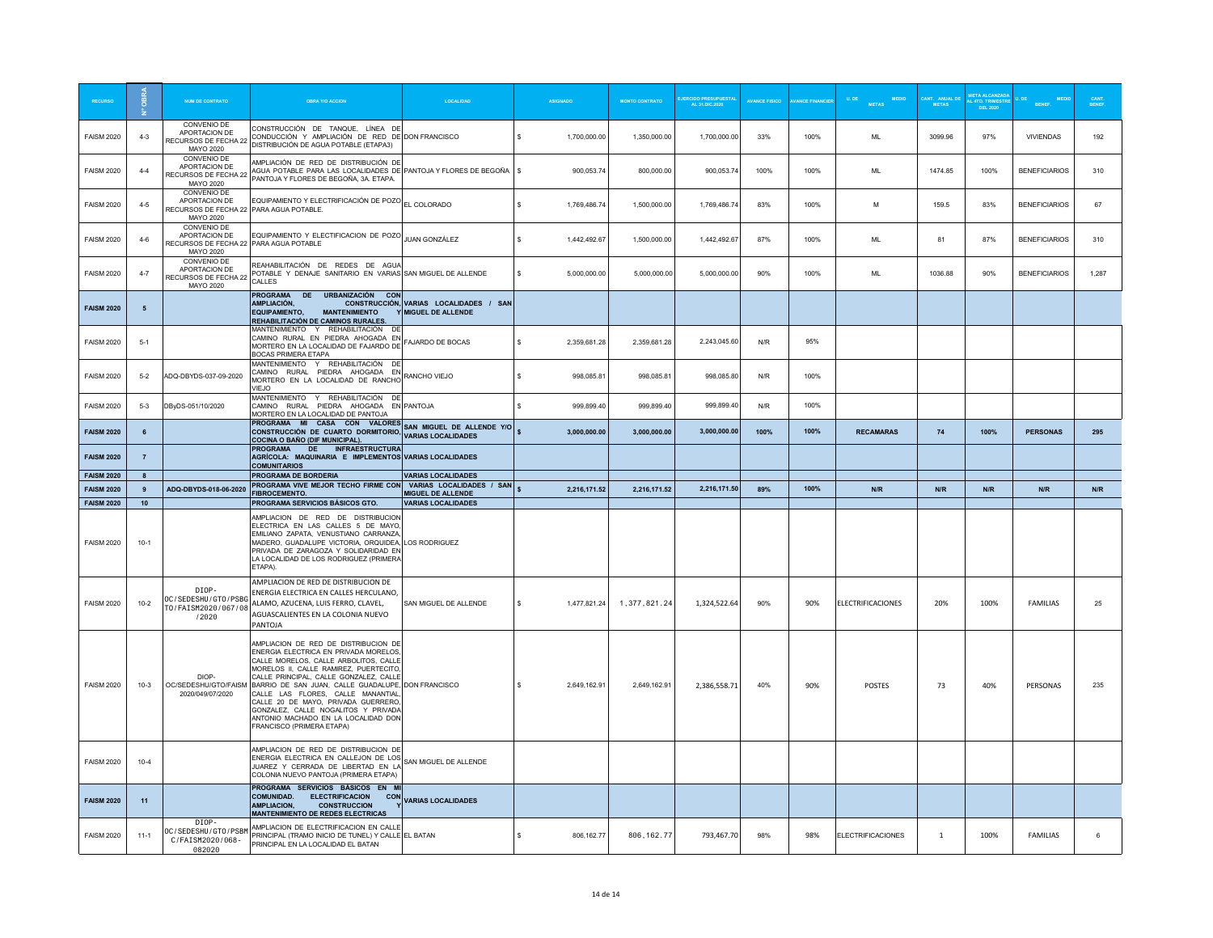| RECURSO | N° OBRA | NUM DE CONTRATO | OBRA Y/O ACCION | LOCALIDAD | ASIGNADO | MONTO CONTRATO | EJERCIDO PRESUPUESTAL AL 31.DIC.2020 | AVANCE FISICO | AVANCE FINANCIERO | U. DE MEDIDA METAS | CANT. ANUAL DE METAS | META ALCANZADA AL 4TO. TRIMESTRE DEL 2020 | U. DE MEDIDA BENEF. | CANT. BENEF. |
|---|---|---|---|---|---|---|---|---|---|---|---|---|---|---|
| FAISM 2020 | 4-3 | CONVENIO DE APORTACION DE RECURSOS DE FECHA 22 MAYO 2020 | CONSTRUCCIÓN DE TANQUE, LÍNEA DE CONDUCCIÓN Y AMPLIACIÓN DE RED DE DISTRIBUCIÓN DE AGUA POTABLE (ETAPA3) | DON FRANCISCO | $ 1,700,000.00 | 1,350,000.00 | 1,700,000.00 | 33% | 100% | ML | 3099.96 | 97% | VIVIENDAS | 192 |
| FAISM 2020 | 4-4 | CONVENIO DE APORTACION DE RECURSOS DE FECHA 22 MAYO 2020 | AMPLIACIÓN DE RED DE DISTRIBUCIÓN DE AGUA POTABLE PARA LAS LOCALIDADES DE PANTOJA Y FLORES DE BEGOÑA, 3A. ETAPA. | PANTOJA Y FLORES DE BEGOÑA | $ 900,053.74 | 800,000.00 | 900,053.74 | 100% | 100% | ML | 1474.85 | 100% | BENEFICIARIOS | 310 |
| FAISM 2020 | 4-5 | CONVENIO DE APORTACION DE RECURSOS DE FECHA 22 MAYO 2020 | EQUIPAMIENTO Y ELECTRIFICACIÓN DE POZO PARA AGUA POTABLE. | EL COLORADO | $ 1,769,486.74 | 1,500,000.00 | 1,769,486.74 | 83% | 100% | M | 159.5 | 83% | BENEFICIARIOS | 67 |
| FAISM 2020 | 4-6 | CONVENIO DE APORTACION DE RECURSOS DE FECHA 22 MAYO 2020 | EQUIPAMIENTO Y ELECTIFICACION DE POZO PARA AGUA POTABLE | JUAN GONZÁLEZ | $ 1,442,492.67 | 1,500,000.00 | 1,442,492.67 | 87% | 100% | ML | 81 | 87% | BENEFICIARIOS | 310 |
| FAISM 2020 | 4-7 | CONVENIO DE APORTACION DE RECURSOS DE FECHA 22 MAYO 2020 | REAHABILITACIÓN DE REDES DE AGUA POTABLE Y DENAJE SANITARIO EN VARIAS CALLES | SAN MIGUEL DE ALLENDE | $ 5,000,000.00 | 5,000,000.00 | 5,000,000.00 | 90% | 100% | ML | 1036.88 | 90% | BENEFICIARIOS | 1,287 |
| **FAISM 2020** | **5** | | **PROGRAMA DE URBANIZACIÓN CON AMPLIACIÓN, CONSTRUCCIÓN, EQUIPAMIENTO, MANTENIMIENTO Y REHABILITACIÓN DE CAMINOS RURALES.** | **VARIAS LOCALIDADES / SAN MIGUEL DE ALLENDE** | | | | | | | | | | |
| FAISM 2020 | 5-1 | | MANTENIMIENTO Y REHABILITACIÓN DE CAMINO RURAL EN PIEDRA AHOGADA EN MORTERO EN LA LOCALIDAD DE FAJARDO DE BOCAS PRIMERA ETAPA | FAJARDO DE BOCAS | $ 2,359,681.28 | 2,359,681.28 | 2,243,045.60 | N/R | 95% | | | | | |
| FAISM 2020 | 5-2 | ADQ-DBYDS-037-09-2020 | MANTENIMIENTO Y REHABILITACIÓN DE CAMINO RURAL PIEDRA AHOGADA EN MORTERO EN LA LOCALIDAD DE RANCHO VIEJO | RANCHO VIEJO | $ 998,085.81 | 998,085.81 | 998,085.80 | N/R | 100% | | | | | |
| FAISM 2020 | 5-3 | DByDS-051/10/2020 | MANTENIMIENTO Y REHABILITACIÓN DE CAMINO RURAL PIEDRA AHOGADA EN MORTERO EN LA LOCALIDAD DE PANTOJA | PANTOJA | $ 999,899.40 | 999,899.40 | 999,899.40 | N/R | 100% | | | | | |
| **FAISM 2020** | **6** | | **PROGRAMA MI CASA CON VALORES CONSTRUCCIÓN DE CUARTO DORMITORIO, COCINA O BAÑO (DIF MUNICIPAL).** | **SAN MIGUEL DE ALLENDE Y/O VARIAS LOCALIDADES** | **$ 3,000,000.00** | **3,000,000.00** | **3,000,000.00** | **100%** | **100%** | **RECAMARAS** | **74** | **100%** | **PERSONAS** | **295** |
| **FAISM 2020** | **7** | | **PROGRAMA DE INFRAESTRUCTURA AGRÍCOLA: MAQUINARIA E IMPLEMENTOS COMUNITARIOS** | **VARIAS LOCALIDADES** | | | | | | | | | | |
| **FAISM 2020** | **8** | | **PROGRAMA DE BORDERIA** | **VARIAS LOCALIDADES** | | | | | | | | | | |
| **FAISM 2020** | **9** | **ADQ-DBYDS-018-06-2020** | **PROGRAMA VIVE MEJOR TECHO FIRME CON FIBROCEMENTO.** | **VARIAS LOCALIDADES / SAN MIGUEL DE ALLENDE** | **$ 2,216,171.52** | **2,216,171.52** | **2,216,171.50** | **89%** | **100%** | **N/R** | **N/R** | **N/R** | **N/R** | **N/R** |
| **FAISM 2020** | **10** | | **PROGRAMA SERVICIOS BÁSICOS GTO.** | **VARIAS LOCALIDADES** | | | | | | | | | | |
| FAISM 2020 | 10-1 | | AMPLIACION DE RED DE DISTRIBUCION ELECTRICA EN LAS CALLES 5 DE MAYO, EMILIANO ZAPATA, VENUSTIANO CARRANZA, MADERO, GUADALUPE VICTORIA, ORQUIDEA, PRIVADA DE ZARAGOZA Y SOLIDARIDAD EN LA LOCALIDAD DE LOS RODRIGUEZ (PRIMERA ETAPA). | LOS RODRIGUEZ | | | | | | | | | | |
| FAISM 2020 | 10-2 | DIOP-OC/SEDESHU/GTO/PSBGTO/FAISM2020/067/08/2020 | AMPLIACION DE RED DE DISTRIBUCION DE ENERGIA ELECTRICA EN CALLES HERCULANO, ALAMO, AZUCENA, LUIS FERRO, CLAVEL, AGUASCALIENTES EN LA COLONIA NUEVO PANTOJA | SAN MIGUEL DE ALLENDE | $ 1,477,821.24 | 1,377,821.24 | 1,324,522.64 | 90% | 90% | ELECTRIFICACIONES | 20% | 100% | FAMILIAS | 25 |
| FAISM 2020 | 10-3 | DIOP-OC/SEDESHU/GTO/FAISM 2020/049/07/2020 | AMPLIACION DE RED DE DISTRIBUCION DE ENERGIA ELECTRICA EN PRIVADA MORELOS, CALLE MORELOS, CALLE ARBOLITOS, CALLE MORELOS II, CALLE RAMIREZ, PUERTECITO, CALLE PRINCIPAL, CALLE GONZALEZ, CALLE BARRIO DE SAN JUAN, CALLE GUADALUPE, CALLE LAS FLORES, CALLE MANANTIAL, CALLE 20 DE MAYO, PRIVADA GUERRERO, GONZALEZ, CALLE NOGALITOS Y PRIVADA ANTONIO MACHADO EN LA LOCALIDAD DON FRANCISCO (PRIMERA ETAPA) | DON FRANCISCO | $ 2,649,162.91 | 2,649,162.91 | 2,386,558.71 | 40% | 90% | POSTES | 73 | 40% | PERSONAS | 235 |
| FAISM 2020 | 10-4 | | AMPLIACION DE RED DE DISTRIBUCION DE ENERGIA ELECTRICA EN CALLEJON DE LOS JUAREZ Y CERRADA DE LIBERTAD EN LA COLONIA NUEVO PANTOJA (PRIMERA ETAPA) | SAN MIGUEL DE ALLENDE | | | | | | | | | | |
| **FAISM 2020** | **11** | | **PROGRAMA SERVICIOS BÁSICOS EN MI COMUNIDAD. ELECTRIFICACION CON AMPLIACION, CONSTRUCCION Y MANTENIMIENTO DE REDES ELECTRICAS** | **VARIAS LOCALIDADES** | | | | | | | | | | |
| FAISM 2020 | 11-1 | DIOP-OC/SEDESHU/GTO/PSBMC/FAISM2020/068-082020 | AMPLIACION DE ELECTRIFICACION EN CALLE PRINCIPAL (TRAMO INICIO DE TUNEL) Y CALLE PRINCIPAL EN LA LOCALIDAD EL BATAN | EL BATAN | $ 806,162.77 | 806,162.77 | 793,467.70 | 98% | 98% | ELECTRIFICACIONES | 1 | 100% | FAMILIAS | 6 |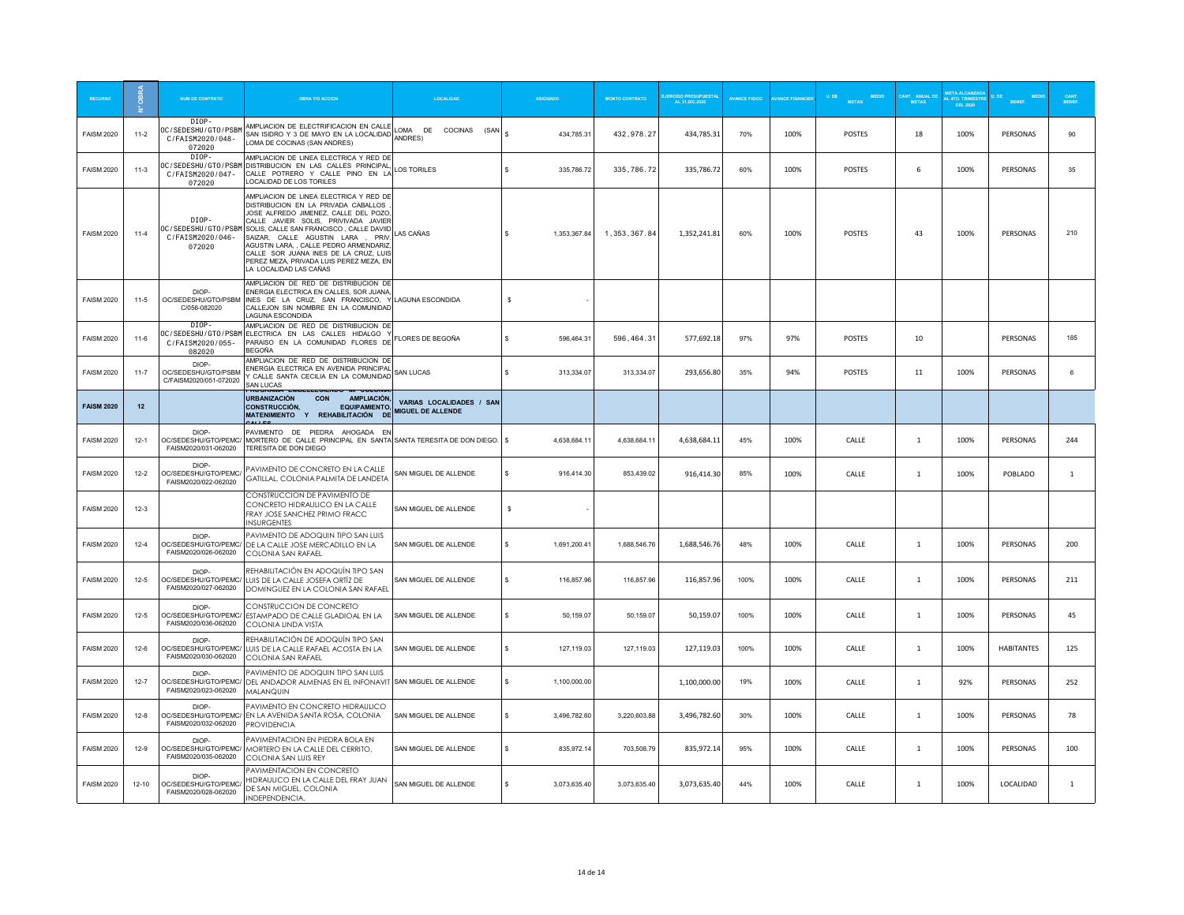| RECURSO | N° OBRA | NUM DE CONTRATO | OBRA Y/O ACCION | LOCALIDAD | ASIGNADO | MONTO CONTRATO | EJERCIDO PRESUPUESTAL AL 31.DIC.2020 | AVANCE FISICO | AVANCE FINANCIER | U. DE MEDIO METAS | CANT. ANUAL DE METAS | META ALCANZADA AL 4TO. TRIMESTRE DEL 2020 | U. DE MEDIO BENEF. | CANT. BENEF. |
|---|---|---|---|---|---|---|---|---|---|---|---|---|---|---|
| FAISM 2020 | 11-2 | DIOP-OC/SEDESHU/GTO/PSBM C/FAISM2020/048-072020 | AMPLIACION DE ELECTRIFICACION EN CALLE SAN ISIDRO Y 3 DE MAYO EN LA LOCALIDAD LOMA DE COCINAS (SAN ANDRES) | LOMA DE COCINAS (SAN ANDRES) | $ 434,785.31 | 432,978.27 | 434,785.31 | 70% | 100% | POSTES | 18 | 100% | PERSONAS | 90 |
| FAISM 2020 | 11-3 | DIOP-OC/SEDESHU/GTO/PSBM C/FAISM2020/047-072020 | AMPLIACION DE LINEA ELECTRICA Y RED DE DISTRIBUCION EN LAS CALLES PRINCIPAL, CALLE POTRERO Y CALLE PINO EN LA LOCALIDAD DE LOS TORILES | LOS TORILES | $ 335,786.72 | 335,786.72 | 335,786.72 | 60% | 100% | POSTES | 6 | 100% | PERSONAS | 35 |
| FAISM 2020 | 11-4 | DIOP-OC/SEDESHU/GTO/PSBM C/FAISM2020/046-072020 | AMPLIACION DE LINEA ELECTRICA Y RED DE DISTRIBUCION EN LA PRIVADA CABALLOS , JOSE ALFREDO JIMENEZ, CALLE DEL POZO, CALLE JAVIER SOLIS, PRIVIVADA JAVIER SOLIS, CALLE SAN FRANCISCO , CALLE DAVIID SAIZAR, CALLE AGUSTIN LARA , PRIV. AGUSTIN LARA, , CALLE PEDRO ARMENDARIZ, CALLE SOR JUANA INES DE LA CRUZ, LUIS PEREZ MEZA, PRIVADA LUIS PEREZ MEZA, EN LA LOCALIDAD LAS CAÑAS | LAS CAÑAS | $ 1,353,367.84 | 1,353,367.84 | 1,352,241.81 | 60% | 100% | POSTES | 43 | 100% | PERSONAS | 210 |
| FAISM 2020 | 11-5 | DIOP-OC/SEDESHU/GTO/PSBM C/056-082020 | AMPLIACION DE RED DE DISTRIBUCION DE ENERGIA ELECTRICA EN CALLES, SOR JUANA, INES DE LA CRUZ, SAN FRANCISCO, Y CALLEJON SIN NOMBRE EN LA COMUNIDAD LAGUNA ESCONDIDA | LAGUNA ESCONDIDA | $ - | | | | | | | | | |
| FAISM 2020 | 11-6 | DIOP-OC/SEDESHU/GTO/PSBM C/FAISM2020/055-082020 | AMPLIACION DE RED DE DISTRIBUCION DE ELECTRICA EN LAS CALLES HIDALGO Y PARAISO EN LA COMUNIDAD FLORES DE BEGOÑA | FLORES DE BEGOÑA | $ 596,464.31 | 596,464.31 | 577,692.18 | 97% | 97% | POSTES | 10 | | PERSONAS | 185 |
| FAISM 2020 | 11-7 | DIOP-OC/SEDESHU/GTO/PSBM C/FAISM2020/051-072020 | AMPLIACION DE RED DE DISTRIBUCION DE ENERGIA ELECTRICA EN AVENIDA PRINCIPAL Y CALLE SANTA CECILIA EN LA COMUNIDAD SAN LUCAS | SAN LUCAS | $ 313,334.07 | 313,334.07 | 293,656.80 | 35% | 94% | POSTES | 11 | 100% | PERSONAS | 6 |
| **FAISM 2020** | **12** | | **PROGRAMA EMBELLECIENDO MI COLONIA: URBANIZACIÓN CON AMPLIACIÓN, CONSTRUCCIÓN, EQUIPAMIENTO, MATENIMIENTO Y REHABILITACIÓN DE CALLES** | **VARIAS LOCALIDADES / SAN MIGUEL DE ALLENDE** | | | | | | | | | | |
| FAISM 2020 | 12-1 | DIOP-OC/SEDESHU/GTO/PEMC/ FAISM2020/031-062020 | PAVIMENTO DE PIEDRA AHOGADA EN MORTERO DE CALLE PRINCIPAL EN SANTA TERESITA DE DON DIEGO | SANTA TERESITA DE DON DIEGO. | $ 4,638,684.11 | 4,638,684.11 | 4,638,684.11 | 45% | 100% | CALLE | 1 | 100% | PERSONAS | 244 |
| FAISM 2020 | 12-2 | DIOP-OC/SEDESHU/GTO/PEMC/ FAISM2020/022-062020 | PAVIMENTO DE CONCRETO EN LA CALLE GATILLAL, COLONIA PALMITA DE LANDETA | SAN MIGUEL DE ALLENDE | $ 916,414.30 | 853,439.02 | 916,414.30 | 85% | 100% | CALLE | 1 | 100% | POBLADO | 1 |
| FAISM 2020 | 12-3 | | CONSTRUCCION DE PAVIMENTO DE CONCRETO HIDRAULICO EN LA CALLE FRAY JOSE SANCHEZ PRIMO FRACC INSURGENTES | SAN MIGUEL DE ALLENDE | $ - | | | | | | | | | |
| FAISM 2020 | 12-4 | DIOP-OC/SEDESHU/GTO/PEMC/ FAISM2020/026-062020 | PAVIMENTO DE ADOQUIN TIPO SAN LUIS DE LA CALLE JOSE MERCADILLO EN LA COLONIA SAN RAFAEL | SAN MIGUEL DE ALLENDE | $ 1,691,200.41 | 1,688,546.76 | 1,688,546.76 | 48% | 100% | CALLE | 1 | 100% | PERSONAS | 200 |
| FAISM 2020 | 12-5 | DIOP-OC/SEDESHU/GTO/PEMC/ FAISM2020/027-062020 | REHABILITACIÓN EN ADOQUÍN TIPO SAN LUIS DE LA CALLE JOSEFA ORTÍZ DE DOMINGUEZ EN LA COLONIA SAN RAFAEL | SAN MIGUEL DE ALLENDE | $ 116,857.96 | 116,857.96 | 116,857.96 | 100% | 100% | CALLE | 1 | 100% | PERSONAS | 211 |
| FAISM 2020 | 12-5 | DIOP-OC/SEDESHU/GTO/PEMC/ FAISM2020/036-062020 | CONSTRUCCION DE CONCRETO ESTAMPADO DE CALLE GLADIOAL EN LA COLONIA LINDA VISTA | SAN MIGUEL DE ALLENDE | $ 50,159.07 | 50,159.07 | 50,159.07 | 100% | 100% | CALLE | 1 | 100% | PERSONAS | 45 |
| FAISM 2020 | 12-6 | DIOP-OC/SEDESHU/GTO/PEMC/ FAISM2020/030-062020 | REHABILITACIÓN DE ADOQUÍN TIPO SAN LUIS DE LA CALLE RAFAEL ACOSTA EN LA COLONIA SAN RAFAEL | SAN MIGUEL DE ALLENDE | $ 127,119.03 | 127,119.03 | 127,119.03 | 100% | 100% | CALLE | 1 | 100% | HABITANTES | 125 |
| FAISM 2020 | 12-7 | DIOP-OC/SEDESHU/GTO/PEMC/ FAISM2020/023-062020 | PAVIMENTO DE ADOQUIN TIPO SAN LUIS DEL ANDADOR ALMENAS EN EL INFONAVIT MALANQUIN | SAN MIGUEL DE ALLENDE | $ 1,100,000.00 | | 1,100,000.00 | 19% | 100% | CALLE | 1 | 92% | PERSONAS | 252 |
| FAISM 2020 | 12-8 | DIOP-OC/SEDESHU/GTO/PEMC/ FAISM2020/032-062020 | PAVIMENTO EN CONCRETO HIDRAULICO EN LA AVENIDA SANTA ROSA, COLONIA PROVIDENCIA | SAN MIGUEL DE ALLENDE | $ 3,496,782.60 | 3,220,603.88 | 3,496,782.60 | 30% | 100% | CALLE | 1 | 100% | PERSONAS | 78 |
| FAISM 2020 | 12-9 | DIOP-OC/SEDESHU/GTO/PEMC/ FAISM2020/035-062020 | PAVIMENTACION EN PIEDRA BOLA EN MORTERO EN LA CALLE DEL CERRITO, COLONIA SAN LUIS REY | SAN MIGUEL DE ALLENDE | $ 835,972.14 | 703,508.79 | 835,972.14 | 95% | 100% | CALLE | 1 | 100% | PERSONAS | 100 |
| FAISM 2020 | 12-10 | DIOP-OC/SEDESHU/GTO/PEMC/ FAISM2020/028-062020 | PAVIMENTACION EN CONCRETO HIDRAULICO EN LA CALLE DEL FRAY JUAN DE SAN MIGUEL, COLONIA INDEPENDENCIA. | SAN MIGUEL DE ALLENDE | $ 3,073,635.40 | 3,073,635.40 | 3,073,635.40 | 44% | 100% | CALLE | 1 | 100% | LOCALIDAD | 1 |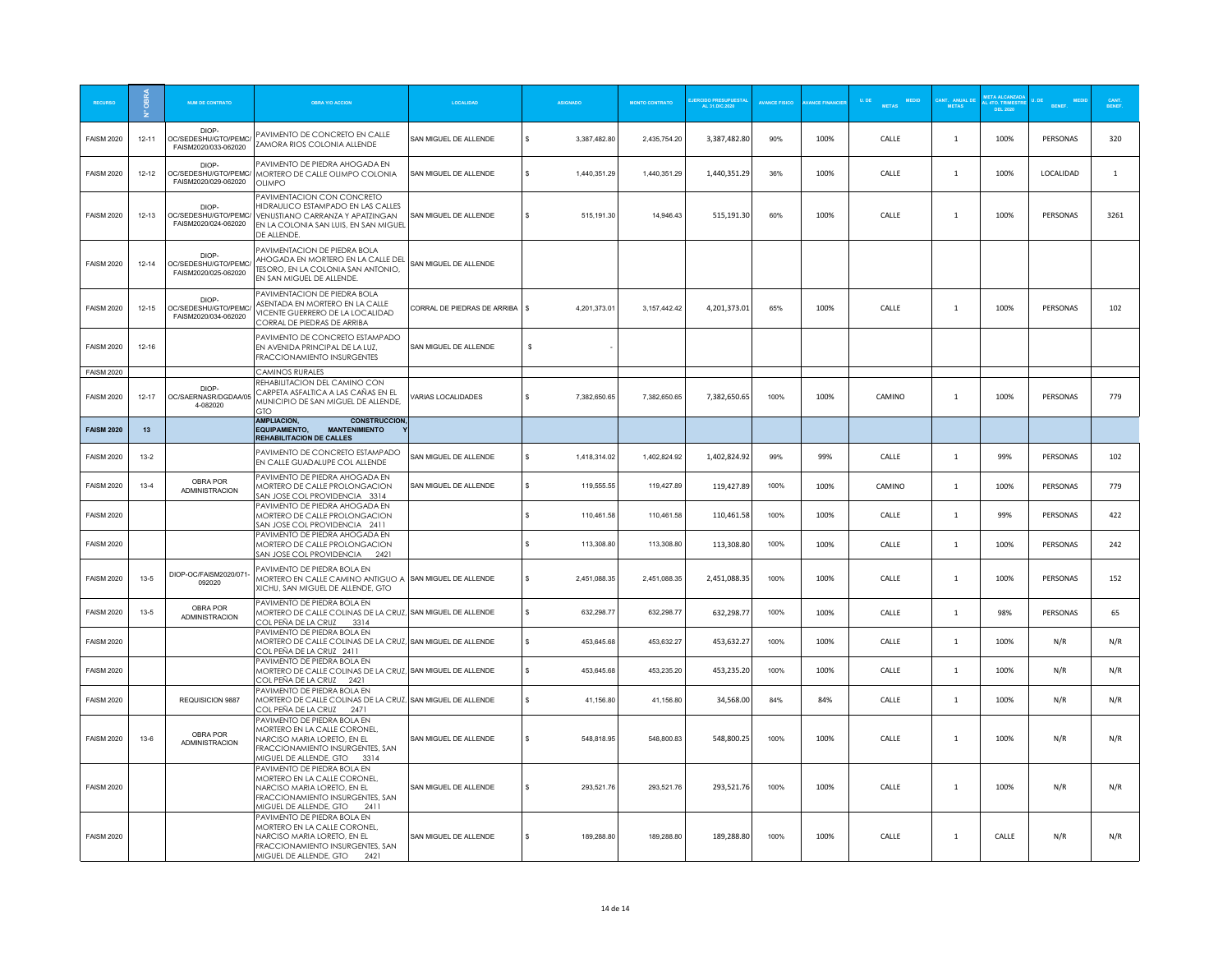| RECURSO | N° OBRA | NUM DE CONTRATO | OBRA Y/O ACCION | LOCALIDAD | ASIGNADO | MONTO CONTRATO | EJERCIDO PRESUPUESTAL AL 31.DIC.2020 | AVANCE FISICO | AVANCE FINANCIER | U. DE MEDIO METAS | CANT. ANUAL DE METAS | META ALCANZADA AL 4TO. TRIMESTRE DEL 2020 | U. DE MEDIO BENEF. | CANT. BENEF. |
|---|---|---|---|---|---|---|---|---|---|---|---|---|---|---|
| FAISM 2020 | 12-11 | DIOP-OC/SEDESHU/GTO/PEMC/FAISM2020/033-062020 | PAVIMENTO DE CONCRETO EN CALLE ZAMORA RIOS COLONIA ALLENDE | SAN MIGUEL DE ALLENDE | $ 3,387,482.80 | 2,435,754.20 | 3,387,482.80 | 90% | 100% | CALLE | 1 | 100% | PERSONAS | 320 |
| FAISM 2020 | 12-12 | DIOP-OC/SEDESHU/GTO/PEMC/FAISM2020/029-062020 | PAVIMENTO DE PIEDRA AHOGADA EN MORTERO DE CALLE OLIMPO COLONIA OLIMPO | SAN MIGUEL DE ALLENDE | $ 1,440,351.29 | 1,440,351.29 | 1,440,351.29 | 36% | 100% | CALLE | 1 | 100% | LOCALIDAD | 1 |
| FAISM 2020 | 12-13 | DIOP-OC/SEDESHU/GTO/PEMC/FAISM2020/024-062020 | PAVIMENTACION CON CONCRETO HIDRAULICO ESTAMPADO EN LAS CALLES VENUSTIANO CARRANZA Y APATZINGAN EN LA COLONIA SAN LUIS, EN SAN MIGUEL DE ALLENDE. | SAN MIGUEL DE ALLENDE | $ 515,191.30 | 14,946.43 | 515,191.30 | 60% | 100% | CALLE | 1 | 100% | PERSONAS | 3261 |
| FAISM 2020 | 12-14 | DIOP-OC/SEDESHU/GTO/PEMC/FAISM2020/025-062020 | PAVIMENTACION DE PIEDRA BOLA AHOGADA EN MORTERO EN LA CALLE DEL TESORO, EN LA COLONIA SAN ANTONIO, EN SAN MIGUEL DE ALLENDE. | SAN MIGUEL DE ALLENDE | | | | | | | | | | |
| FAISM 2020 | 12-15 | DIOP-OC/SEDESHU/GTO/PEMC/FAISM2020/034-062020 | PAVIMENTACION DE PIEDRA BOLA ASENTADA EN MORTERO EN LA CALLE VICENTE GUERRERO DE LA LOCALIDAD CORRAL DE PIEDRAS DE ARRIBA | CORRAL DE PIEDRAS DE ARRIBA | $ 4,201,373.01 | 3,157,442.42 | 4,201,373.01 | 65% | 100% | CALLE | 1 | 100% | PERSONAS | 102 |
| FAISM 2020 | 12-16 | | PAVIMENTO DE CONCRETO ESTAMPADO EN AVENIDA PRINCIPAL DE LA LUZ, FRACCIONAMIENTO INSURGENTES | SAN MIGUEL DE ALLENDE | $ - | | | | | | | | | |
| FAISM 2020 | | | CAMINOS RURALES | | | | | | | | | | | |
| FAISM 2020 | 12-17 | DIOP-OC/SAERNASR/DGDAA/054-082020 | REHABILITACION DEL CAMINO CON CARPETA ASFALTICA A LAS CAÑAS EN EL MUNICIPIO DE SAN MIGUEL DE ALLENDE, GTO | VARIAS LOCALIDADES | $ 7,382,650.65 | 7,382,650.65 | 7,382,650.65 | 100% | 100% | CAMINO | 1 | 100% | PERSONAS | 779 |
| **FAISM 2020** | **13** | | **AMPLIACION, CONSTRUCCION, EQUIPAMIENTO, MANTENIMIENTO Y REHABILITACION DE CALLES** | | | | | | | | | | | |
| FAISM 2020 | 13-2 | | PAVIMENTO DE CONCRETO ESTAMPADO EN CALLE GUADALUPE COL ALLENDE | SAN MIGUEL DE ALLENDE | $ 1,418,314.02 | 1,402,824.92 | 1,402,824.92 | 99% | 99% | CALLE | 1 | 99% | PERSONAS | 102 |
| FAISM 2020 | 13-4 | OBRA POR ADMINISTRACION | PAVIMENTO DE PIEDRA AHOGADA EN MORTERO DE CALLE PROLONGACION SAN JOSE COL PROVIDENCIA 3314 | SAN MIGUEL DE ALLENDE | $ 119,555.55 | 119,427.89 | 119,427.89 | 100% | 100% | CAMINO | 1 | 100% | PERSONAS | 779 |
| FAISM 2020 | | | PAVIMENTO DE PIEDRA AHOGADA EN MORTERO DE CALLE PROLONGACION SAN JOSE COL PROVIDENCIA 2411 | | $ 110,461.58 | 110,461.58 | 110,461.58 | 100% | 100% | CALLE | 1 | 99% | PERSONAS | 422 |
| FAISM 2020 | | | PAVIMENTO DE PIEDRA AHOGADA EN MORTERO DE CALLE PROLONGACION SAN JOSE COL PROVIDENCIA 2421 | | $ 113,308.80 | 113,308.80 | 113,308.80 | 100% | 100% | CALLE | 1 | 100% | PERSONAS | 242 |
| FAISM 2020 | 13-5 | DIOP-OC/FAISM2020/071-092020 | PAVIMENTO DE PIEDRA BOLA EN MORTERO EN CALLE CAMINO ANTIGUO A XICHU, SAN MIGUEL DE ALLENDE, GTO | SAN MIGUEL DE ALLENDE | $ 2,451,088.35 | 2,451,088.35 | 2,451,088.35 | 100% | 100% | CALLE | 1 | 100% | PERSONAS | 152 |
| FAISM 2020 | 13-5 | OBRA POR ADMINISTRACION | PAVIMENTO DE PIEDRA BOLA EN MORTERO DE CALLE COLINAS DE LA CRUZ, COL PEÑA DE LA CRUZ 3314 | SAN MIGUEL DE ALLENDE | $ 632,298.77 | 632,298.77 | 632,298.77 | 100% | 100% | CALLE | 1 | 98% | PERSONAS | 65 |
| FAISM 2020 | | | PAVIMENTO DE PIEDRA BOLA EN MORTERO DE CALLE COLINAS DE LA CRUZ, COL PEÑA DE LA CRUZ 2411 | SAN MIGUEL DE ALLENDE | $ 453,645.68 | 453,632.27 | 453,632.27 | 100% | 100% | CALLE | 1 | 100% | N/R | N/R |
| FAISM 2020 | | | PAVIMENTO DE PIEDRA BOLA EN MORTERO DE CALLE COLINAS DE LA CRUZ, COL PEÑA DE LA CRUZ 2421 | SAN MIGUEL DE ALLENDE | $ 453,645.68 | 453,235.20 | 453,235.20 | 100% | 100% | CALLE | 1 | 100% | N/R | N/R |
| FAISM 2020 | | REQUISICION 9887 | PAVIMENTO DE PIEDRA BOLA EN MORTERO DE CALLE COLINAS DE LA CRUZ, COL PEÑA DE LA CRUZ 2471 | SAN MIGUEL DE ALLENDE | $ 41,156.80 | 41,156.80 | 34,568.00 | 84% | 84% | CALLE | 1 | 100% | N/R | N/R |
| FAISM 2020 | 13-6 | OBRA POR ADMINISTRACION | PAVIMENTO DE PIEDRA BOLA EN MORTERO EN LA CALLE CORONEL, NARCISO MARIA LORETO, EN EL FRACCIONAMIENTO INSURGENTES, SAN MIGUEL DE ALLENDE, GTO 3314 | SAN MIGUEL DE ALLENDE | $ 548,818.95 | 548,800.83 | 548,800.25 | 100% | 100% | CALLE | 1 | 100% | N/R | N/R |
| FAISM 2020 | | | PAVIMENTO DE PIEDRA BOLA EN MORTERO EN LA CALLE CORONEL, NARCISO MARIA LORETO, EN EL FRACCIONAMIENTO INSURGENTES, SAN MIGUEL DE ALLENDE, GTO 2411 | SAN MIGUEL DE ALLENDE | $ 293,521.76 | 293,521.76 | 293,521.76 | 100% | 100% | CALLE | 1 | 100% | N/R | N/R |
| FAISM 2020 | | | PAVIMENTO DE PIEDRA BOLA EN MORTERO EN LA CALLE CORONEL, NARCISO MARIA LORETO, EN EL FRACCIONAMIENTO INSURGENTES, SAN MIGUEL DE ALLENDE, GTO 2421 | SAN MIGUEL DE ALLENDE | $ 189,288.80 | 189,288.80 | 189,288.80 | 100% | 100% | CALLE | 1 | CALLE | N/R | N/R |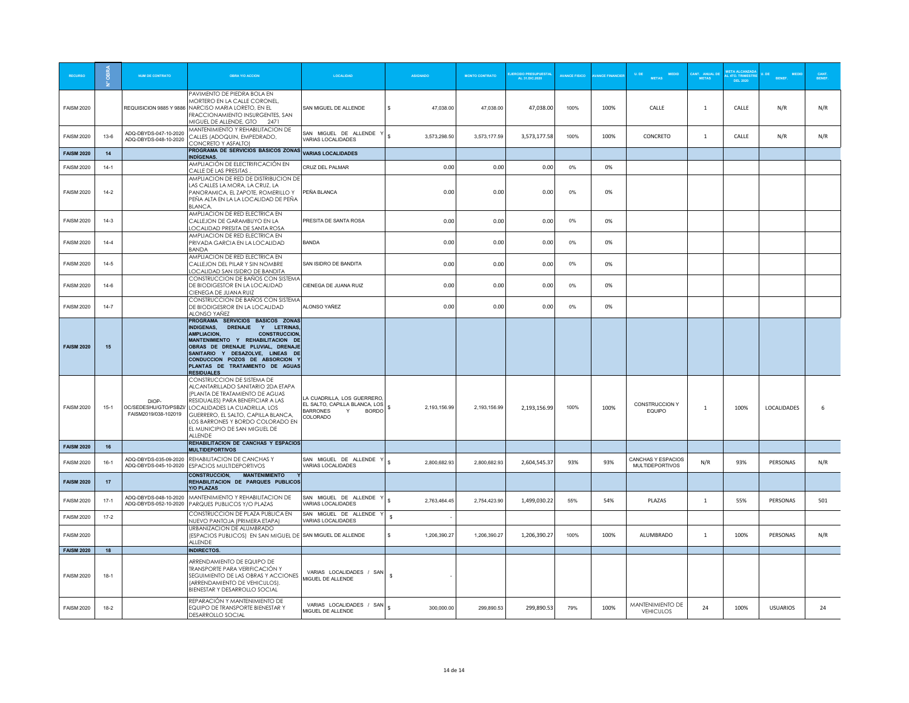| RECURSO | N° OBRA | NUM DE CONTRATO | OBRA Y/O ACCION | LOCALIDAD | ASIGNADO | MONTO CONTRATO | EJERCIDO PRESUPUESTAL AL 31.DIC.2020 | AVANCE FISICO | AVANCE FINANCIERO | U. DE MEDIDA METAS | CANT. ANUAL DE METAS | META ALCANZADA AL 4TO. TRIMESTRE DEL 2020 | U. DE MEDIDA BENEF. | CANT. BENEF. |
|---|---|---|---|---|---|---|---|---|---|---|---|---|---|---|
| FAISM 2020 | | REQUISICION 9885 Y 9886 | PAVIMENTO DE PIEDRA BOLA EN MORTERO EN LA CALLE CORONEL, NARCISO MARIA LORETO, EN EL FRACCIONAMIENTO INSURGENTES, SAN MIGUEL DE ALLENDE, GTO 2471 | SAN MIGUEL DE ALLENDE | $ 47,038.00 | 47,038.00 | 47,038.00 | 100% | 100% | CALLE | 1 | CALLE | N/R | N/R |
| FAISM 2020 | 13-6 | ADQ-DBYDS-047-10-2020 ADQ-DBYDS-048-10-2020 | MANTENIMIENTO Y REHABILITACION DE CALLES (ADOQUIN, EMPEDRADO, CONCRETO Y ASFALTO) | SAN MIGUEL DE ALLENDE Y VARIAS LOCALIDADES | $ 3,573,298.50 | 3,573,177.59 | 3,573,177.58 | 100% | 100% | CONCRETO | 1 | CALLE | N/R | N/R |
| **FAISM 2020** | **14** | | **PROGRAMA DE SERVICIOS BASICOS ZONAS INDÍGENAS.** | **VARIAS LOCALIDADES** | | | | | | | | | | |
| FAISM 2020 | 14-1 | | AMPLIACIÓN DE ELECTRIFICACIÓN EN CALLE DE LAS PRESITAS . | CRUZ DEL PALMAR | 0.00 | 0.00 | 0.00 | 0% | 0% | | | | | |
| FAISM 2020 | 14-2 | | AMPLIACION DE RED DE DISTRIBUCION DE LAS CALLES LA MORA, LA CRUZ, LA PANORAMICA, EL ZAPOTE, ROMERILLO Y PEÑA ALTA EN LA LA LOCALIDAD DE PEÑA BLANCA. | PEÑA BLANCA | 0.00 | 0.00 | 0.00 | 0% | 0% | | | | | |
| FAISM 2020 | 14-3 | | AMPLIACION DE RED ELECTRICA EN CALLEJON DE GARAMBUYO EN LA LOCALIDAD PRESITA DE SANTA ROSA | PRESITA DE SANTA ROSA | 0.00 | 0.00 | 0.00 | 0% | 0% | | | | | |
| FAISM 2020 | 14-4 | | AMPLIACION DE RED ELECTRICA EN PRIVADA GARCIA EN LA LOCALIDAD BANDA | BANDA | 0.00 | 0.00 | 0.00 | 0% | 0% | | | | | |
| FAISM 2020 | 14-5 | | AMPLIACION DE RED ELECTRICA EN CALLEJON DEL PILAR Y SIN NOMBRE LOCALIDAD SAN ISIDRO DE BANDITA | SAN ISIDRO DE BANDITA | 0.00 | 0.00 | 0.00 | 0% | 0% | | | | | |
| FAISM 2020 | 14-6 | | CONSTRUCCION DE BAÑOS CON SISTEMA DE BIODIGESTOR EN LA LOCALIDAD CIENEGA DE JUANA RUIZ | CIENEGA DE JUANA RUIZ | 0.00 | 0.00 | 0.00 | 0% | 0% | | | | | |
| FAISM 2020 | 14-7 | | CONSTRUCCION DE BAÑOS CON SISTEMA DE BIODIGESROR EN LA LOCALIDAD ALONSO YAÑEZ | ALONSO YAÑEZ | 0.00 | 0.00 | 0.00 | 0% | 0% | | | | | |
| **FAISM 2020** | **15** | | **PROGRAMA SERVICIOS BASICOS ZONAS INDIGENAS, DRENAJE Y LETRINAS, AMPLIACION, CONSTRUCCION, MANTENIMIENTO Y REHABILITACION DE OBRAS DE DRENAJE PLUVIAL, DRENAJE SANITARIO Y DESAZOLVE, LINEAS DE CONDUCCION POZOS DE ABSORCION Y PLANTAS DE TRATAMIENTO DE AGUAS RESIDUALES** | | | | | | | | | | | |
| FAISM 2020 | 15-1 | DIOP-OC/SEDESHU/GTO/PSBZI/FAISM2019/038-102019 | CONSTRUCCION DE SISTEMA DE ALCANTARILLADO SANITARIO 2DA ETAPA (PLANTA DE TRATAMIENTO DE AGUAS RESIDUALES) PARA BENEFICIAR A LAS LOCALIDADES LA CUADRILLA, LOS GUERRERO, EL SALTO, CAPILLA BLANCA, LOS BARRONES Y BORDO COLORADO EN EL MUNICIPIO DE SAN MIGUEL DE ALLENDE | LA CUADRILLA, LOS GUERRERO, EL SALTO, CAPILLA BLANCA, LOS BARRONES Y BORDO COLORADO | $ 2,193,156.99 | 2,193,156.99 | 2,193,156.99 | 100% | 100% | CONSTRUCCION Y EQUIPO | 1 | 100% | LOCALIDADES | 6 |
| **FAISM 2020** | **16** | | **REHABILITACION DE CANCHAS Y ESPACIOS MULTIDEPORTIVOS** | | | | | | | | | | | |
| FAISM 2020 | 16-1 | ADQ-DBYDS-035-09-2020 ADQ-DBYDS-045-10-2020 | REHABILITACION DE CANCHAS Y ESPACIOS MULTIDEPORTIVOS | SAN MIGUEL DE ALLENDE Y VARIAS LOCALIDADES | $ 2,800,682.93 | 2,800,682.93 | 2,604,545.37 | 93% | 93% | CANCHAS Y ESPACIOS MULTIDEPORTIVOS | N/R | 93% | PERSONAS | N/R |
| **FAISM 2020** | **17** | | **CONSTRUCCION, MANTENIMIENTO Y REHABILITACION DE PARQUES PUBLICOS Y/O PLAZAS** | | | | | | | | | | | |
| FAISM 2020 | 17-1 | ADQ-DBYDS-048-10-2020 ADQ-DBYDS-052-10-2020 | MANTENIMIENTO Y REHABILITACION DE PARQUES PUBLICOS Y/O PLAZAS | SAN MIGUEL DE ALLENDE Y VARIAS LOCALIDADES | $ 2,763,464.45 | 2,754,423.90 | 1,499,030.22 | 55% | 54% | PLAZAS | 1 | 55% | PERSONAS | 501 |
| FAISM 2020 | 17-2 | | CONSTRUCCION DE PLAZA PUBLICA EN NUEVO PANTOJA (PRIMERA ETAPA) | SAN MIGUEL DE ALLENDE Y VARIAS LOCALIDADES | $ - | | | | | | | | | |
| FAISM 2020 | | | URBANIZACION DE ALUMBRADO (ESPACIOS PUBLICOS) EN SAN MIGUEL DE ALLENDE | SAN MIGUEL DE ALLENDE | $ 1,206,390.27 | 1,206,390.27 | 1,206,390.27 | 100% | 100% | ALUMBRADO | 1 | 100% | PERSONAS | N/R |
| **FAISM 2020** | **18** | | **INDIRECTOS.** | | | | | | | | | | | |
| FAISM 2020 | 18-1 | | ARRENDAMIENTO DE EQUIPO DE TRANSPORTE PARA VERIFICACIÓN Y SEGUIMIENTO DE LAS OBRAS Y ACCIONES (ARRENDAMIENTO DE VEHICULOS). BIENESTAR Y DESARROLLO SOCIAL | VARIAS LOCALIDADES / SAN MIGUEL DE ALLENDE | $ - | | | | | | | | | |
| FAISM 2020 | 18-2 | | REPARACIÓN Y MANTENIMIENTO DE EQUIPO DE TRANSPORTE BIENESTAR Y DESARROLLO SOCIAL | VARIAS LOCALIDADES / SAN MIGUEL DE ALLENDE | $ 300,000.00 | 299,890.53 | 299,890.53 | 79% | 100% | MANTENIMIENTO DE VEHICULOS | 24 | 100% | USUARIOS | 24 |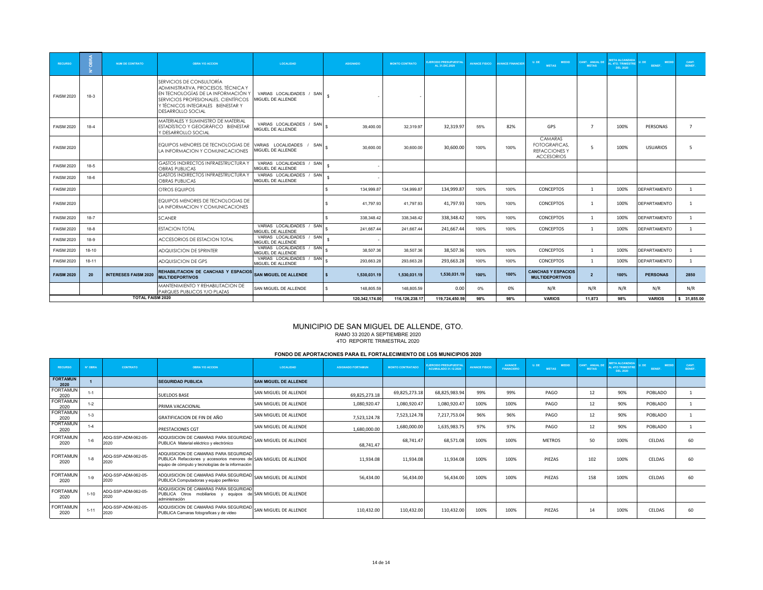| RECURSO | Nº OBRA | NUM DE CONTRATO | OBRA Y/O ACCION | LOCALIDAD | ASIGNADO | MONTO CONTRATO | EJERCIDO PRESUPUESTAL AL 31.DIC.2020 | AVANCE FISICO | AVANCE FINANCIERO | U. DE MEDIO METAS | CANT. ANUAL DE METAS | META ALCANZADA AL 4TO. TRIMESTRE DEL 2020 | U. DE MEDIO BENEF. | CANT. BENEF. |
|---|---|---|---|---|---|---|---|---|---|---|---|---|---|---|
| FAISM 2020 | 18-3 | | SERVICIOS DE CONSULTORÍA ADMINISTRATIVA, PROCESOS, TÉCNICA Y EN TECNOLOGÍAS DE LA INFORMACIÓN Y SERVICIOS PROFESIONALES, CIENTÍFICOS Y TÉCNICOS INTEGRALES BIENESTAR Y DESARROLLO SOCIAL | VARIAS LOCALIDADES / SAN MIGUEL DE ALLENDE | $ - | - | | | | | | | | |
| FAISM 2020 | 18-4 | | MATERIALES Y SUMINISTRO DE MATERIAL ESTADÍSTICO Y GEOGRÁFICO BIENESTAR Y DESARROLLO SOCIAL | VARIAS LOCALIDADES / SAN MIGUEL DE ALLENDE | $ 39,400.00 | 32,319.97 | 32,319.97 | 55% | 82% | GPS | 7 | 100% | PERSONAS | 7 |
| FAISM 2020 | | | EQUIPOS MENORES DE TECNOLOGIAS DE LA INFORMACION Y COMUNICACIONES | VARIAS LOCALIDADES / SAN MIGUEL DE ALLENDE | $ 30,600.00 | 30,600.00 | 30,600.00 | 100% | 100% | CAMARAS FOTOGRAFICAS, REFACCIONES Y ACCESORIOS | 5 | 100% | USUARIOS | 5 |
| FAISM 2020 | 18-5 | | GASTOS INDIRECTOS INFRAESTRUCTURA Y OBRAS PUBLICAS | VARIAS LOCALIDADES / SAN MIGUEL DE ALLENDE | $ - | | | | | | | | | |
| FAISM 2020 | 18-6 | | GASTOS INDIRECTOS INFRAESTRUCTURA Y OBRAS PUBLICAS | VARIAS LOCALIDADES / SAN MIGUEL DE ALLENDE | $ - | | | | | | | | | |
| FAISM 2020 | | | OTROS EQUIPOS | | $ 134,999.87 | 134,999.87 | 134,999.87 | 100% | 100% | CONCEPTOS | 1 | 100% | DEPARTAMENTO | 1 |
| FAISM 2020 | | | EQUIPOS MENORES DE TECNOLOGIAS DE LA INFORMACION Y COMUNICACIONES | | $ 41,797.93 | 41,797.93 | 41,797.93 | 100% | 100% | CONCEPTOS | 1 | 100% | DEPARTAMENTO | 1 |
| FAISM 2020 | 18-7 | | SCANER | | $ 338,348.42 | 338,348.42 | 338,348.42 | 100% | 100% | CONCEPTOS | 1 | 100% | DEPARTAMENTO | 1 |
| FAISM 2020 | 18-8 | | ESTACION TOTAL | VARIAS LOCALIDADES / SAN MIGUEL DE ALLENDE | $ 241,667.44 | 241,667.44 | 241,667.44 | 100% | 100% | CONCEPTOS | 1 | 100% | DEPARTAMENTO | 1 |
| FAISM 2020 | 18-9 | | ACCESORIOS DE ESTACION TOTAL | VARIAS LOCALIDADES / SAN MIGUEL DE ALLENDE | $ - | | | | | | | | | |
| FAISM 2020 | 18-10 | | ADQUISICION DE SPRINTER | VARIAS LOCALIDADES / SAN MIGUEL DE ALLENDE | $ 38,507.36 | 38,507.36 | 38,507.36 | 100% | 100% | CONCEPTOS | 1 | 100% | DEPARTAMENTO | 1 |
| FAISM 2020 | 18-11 | | ADQUISICION DE GPS | VARIAS LOCALIDADES / SAN MIGUEL DE ALLENDE | $ 293,663.28 | 293,663.28 | 293,663.28 | 100% | 100% | CONCEPTOS | 1 | 100% | DEPARTAMENTO | 1 |
| **FAISM 2020** | **20** | **INTERESES FAISM 2020** | **REHABILITACION DE CANCHAS Y ESPACIOS MULTIDEPORTIVOS** | **SAN MIGUEL DE ALLENDE** | **$ 1,530,031.19** | **1,530,031.19** | **1,530,031.19** | **100%** | **100%** | **CANCHAS Y ESPACIOS MULTIDEPORTIVOS** | **2** | **100%** | **PERSONAS** | **2850** |
| | | | MANTENIMIENTO Y REHABILITACION DE PARQUES PUBLICOS Y/O PLAZAS | SAN MIGUEL DE ALLENDE | $ 148,805.59 | 148,805.59 | 0.00 | 0% | 0% | N/R | N/R | N/R | N/R | N/R |
| **TOTAL FAISM 2020** | | | | | **120,342,174.00** | **116,126,238.17** | **119,724,450.59** | **98%** | **98%** | **VARIOS** | **11,873** | **98%** | **VARIOS** | **$ 31,855.00** |

# MUNICIPIO DE SAN MIGUEL DE ALLENDE, GTO.

RAMO 33 2020 A SEPTIEMBRE 2020

4TO REPORTE TRIMESTRAL 2020

### FONDO DE APORTACIONES PARA EL FORTALECIMIENTO DE LOS MUNICIPIOS 2020

| RECURSO | Nº OBRA | CONTRATO | OBRA Y/O ACCION | LOCALIDAD | ASIGNADO FORTAMUN | MONTO CONTRATADO | EJERCIDO PRESUPUESTAL ACUMULADO 31.12.2020 | AVANCE FISICO | AVANCE FINANCIERO | U. DE MEDIO METAS | CANT. ANUAL DE METAS | META ALCANZADA AL 4TO TRIMESTRE DEL 2020 | U. DE MEDIO BENEF. | CANT. BENEF. |
|---|---|---|---|---|---|---|---|---|---|---|---|---|---|---|
| **FORTAMUN 2020** | **1** | | **SEGURIDAD PUBLICA** | **SAN MIGUEL DE ALLENDE** | | | | | | | | | | |
| FORTAMUN 2020 | 1-1 | | SUELDOS BASE | SAN MIGUEL DE ALLENDE | 69,825,273.18 | 69,825,273.18 | 68,825,983.94 | 99% | 99% | PAGO | 12 | 90% | POBLADO | 1 |
| FORTAMUN 2020 | 1-2 | | PRIMA VACACIONAL | SAN MIGUEL DE ALLENDE | 1,080,920.47 | 1,080,920.47 | 1,080,920.47 | 100% | 100% | PAGO | 12 | 90% | POBLADO | 1 |
| FORTAMUN 2020 | 1-3 | | GRATIFICACION DE FIN DE AÑO | SAN MIGUEL DE ALLENDE | 7,523,124.78 | 7,523,124.78 | 7,217,753.04 | 96% | 96% | PAGO | 12 | 90% | POBLADO | 1 |
| FORTAMUN 2020 | 1-4 | | PRESTACIONES CGT | SAN MIGUEL DE ALLENDE | 1,680,000.00 | 1,680,000.00 | 1,635,983.75 | 97% | 97% | PAGO | 12 | 90% | POBLADO | 1 |
| FORTAMUN 2020 | 1-6 | ADQ-SSP-ADM-062-05-2020 | ADQUISICION DE CAMARAS PARA SEGURIDAD PUBLICA Material eléctrico y electrónico | SAN MIGUEL DE ALLENDE | 68,741.47 | 68,741.47 | 68,571.08 | 100% | 100% | METROS | 50 | 100% | CELDAS | 60 |
| FORTAMUN 2020 | 1-8 | ADQ-SSP-ADM-062-05-2020 | ADQUISICION DE CAMARAS PARA SEGURIDAD PUBLICA Refacciones y accesorios menores de equipo de cómputo y tecnologías de la información | SAN MIGUEL DE ALLENDE | 11,934.08 | 11,934.08 | 11,934.08 | 100% | 100% | PIEZAS | 102 | 100% | CELDAS | 60 |
| FORTAMUN 2020 | 1-9 | ADQ-SSP-ADM-062-05-2020 | ADQUISICION DE CAMARAS PARA SEGURIDAD PUBLICA Computadoras y equipo periférico | SAN MIGUEL DE ALLENDE | 56,434.00 | 56,434.00 | 56,434.00 | 100% | 100% | PIEZAS | 158 | 100% | CELDAS | 60 |
| FORTAMUN 2020 | 1-10 | ADQ-SSP-ADM-062-05-2020 | ADQUISICION DE CAMARAS PARA SEGURIDAD PUBLICA Otros mobiliarios y equipos de administración | SAN MIGUEL DE ALLENDE | | | | | | | | | | |
| FORTAMUN 2020 | 1-11 | ADQ-SSP-ADM-062-05-2020 | ADQUISICION DE CAMARAS PARA SEGURIDAD PUBLICA Camaras fotograficas y de video | SAN MIGUEL DE ALLENDE | 110,432.00 | 110,432.00 | 110,432.00 | 100% | 100% | PIEZAS | 14 | 100% | CELDAS | 60 |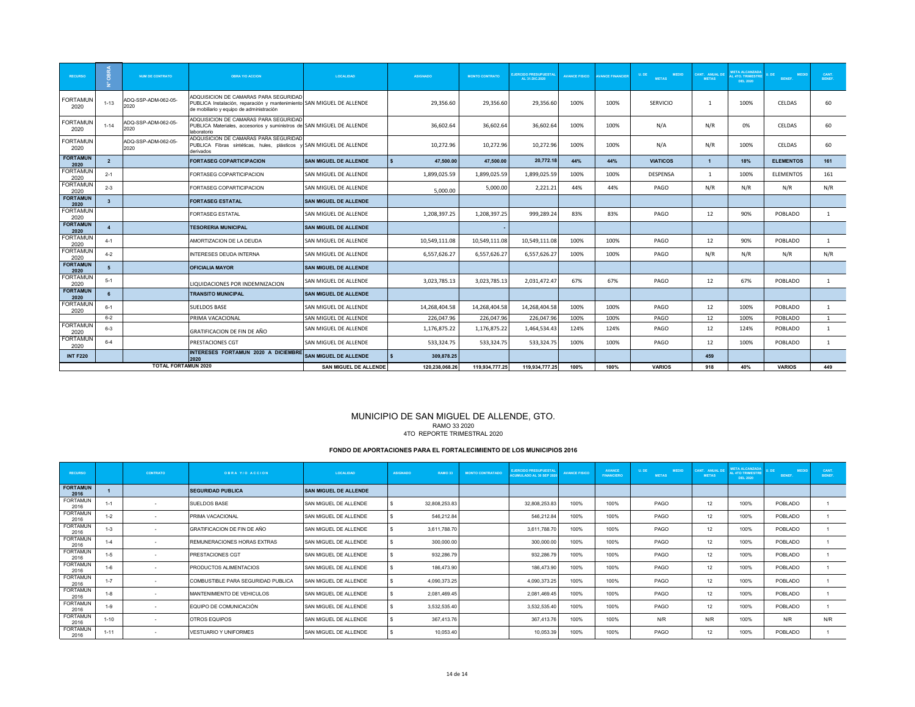| RECURSO | N° OBRA | NUM DE CONTRATO | OBRA Y/O ACCION | LOCALIDAD | ASIGNADO | MONTO CONTRATO | EJERCIDO PRESUPUESTAL AL 31.DIC.2020 | AVANCE FISICO | AVANCE FINANCIERO | U. DE MEDIDA METAS | CANT. ANUAL DE METAS | META ALCANZADA AL 4TO. TRIMESTRE DEL 2020 | U. DE MEDIDA BENEF. | CANT. BENEF. |
|---|---|---|---|---|---|---|---|---|---|---|---|---|---|---|
| FORTAMUN 2020 | 1-13 | ADQ-SSP-ADM-062-05-2020 | ADQUISICION DE CAMARAS PARA SEGURIDAD PUBLICA Instalación, reparación y mantenimiento de mobiliario y equipo de administración | SAN MIGUEL DE ALLENDE | 29,356.60 | 29,356.60 | 29,356.60 | 100% | 100% | SERVICIO | 1 | 100% | CELDAS | 60 |
| FORTAMUN 2020 | 1-14 | ADQ-SSP-ADM-062-05-2020 | ADQUISICION DE CAMARAS PARA SEGURIDAD PUBLICA Materiales, accesorios y suministros de laboratorio | SAN MIGUEL DE ALLENDE | 36,602.64 | 36,602.64 | 36,602.64 | 100% | 100% | N/A | N/R | 0% | CELDAS | 60 |
| FORTAMUN 2020 | | ADQ-SSP-ADM-062-05-2020 | ADQUISICION DE CAMARAS PARA SEGURIDAD PUBLICA Fibras sintéticas, hules, plásticos y derivados | SAN MIGUEL DE ALLENDE | 10,272.96 | 10,272.96 | 10,272.96 | 100% | 100% | N/A | N/R | 100% | CELDAS | 60 |
| **FORTAMUN 2020** | **2** | | **FORTASEG COPARTICIPACION** | **SAN MIGUEL DE ALLENDE** | **$ 47,500.00** | **47,500.00** | **20,772.18** | **44%** | **44%** | **VIATICOS** | **1** | **18%** | **ELEMENTOS** | **161** |
| FORTAMUN 2020 | 2-1 | | FORTASEG COPARTICIPACION | SAN MIGUEL DE ALLENDE | 1,899,025.59 | 1,899,025.59 | 1,899,025.59 | 100% | 100% | DESPENSA | 1 | 100% | ELEMENTOS | 161 |
| FORTAMUN 2020 | 2-3 | | FORTASEG COPARTICIPACION | SAN MIGUEL DE ALLENDE | 5,000.00 | 5,000.00 | 2,221.21 | 44% | 44% | PAGO | N/R | N/R | N/R | N/R |
| **FORTAMUN 2020** | **3** | | **FORTASEG ESTATAL** | **SAN MIGUEL DE ALLENDE** | | | | | | | | | | |
| FORTAMUN 2020 | | | FORTASEG ESTATAL | SAN MIGUEL DE ALLENDE | 1,208,397.25 | 1,208,397.25 | 999,289.24 | 83% | 83% | PAGO | 12 | 90% | POBLADO | 1 |
| **FORTAMUN 2020** | **4** | | **TESORERIA MUNICIPAL** | **SAN MIGUEL DE ALLENDE** | | - | | | | | | | | |
| FORTAMUN 2020 | 4-1 | | AMORTIZACION DE LA DEUDA | SAN MIGUEL DE ALLENDE | 10,549,111.08 | 10,549,111.08 | 10,549,111.08 | 100% | 100% | PAGO | 12 | 90% | POBLADO | 1 |
| FORTAMUN 2020 | 4-2 | | INTERESES DEUDA INTERNA | SAN MIGUEL DE ALLENDE | 6,557,626.27 | 6,557,626.27 | 6,557,626.27 | 100% | 100% | PAGO | N/R | N/R | N/R | N/R |
| **FORTAMUN 2020** | **5** | | **OFICIALIA MAYOR** | **SAN MIGUEL DE ALLENDE** | | | | | | | | | | |
| FORTAMUN 2020 | 5-1 | | LIQUIDACIONES POR INDEMNIZACION | SAN MIGUEL DE ALLENDE | 3,023,785.13 | 3,023,785.13 | 2,031,472.47 | 67% | 67% | PAGO | 12 | 67% | POBLADO | 1 |
| **FORTAMUN 2020** | **6** | | **TRANSITO MUNICIPAL** | **SAN MIGUEL DE ALLENDE** | | | | | | | | | | |
| FORTAMUN 2020 | 6-1 | | SUELDOS BASE | SAN MIGUEL DE ALLENDE | 14,268,404.58 | 14,268,404.58 | 14,268,404.58 | 100% | 100% | PAGO | 12 | 100% | POBLADO | 1 |
| | 6-2 | | PRIMA VACACIONAL | SAN MIGUEL DE ALLENDE | 226,047.96 | 226,047.96 | 226,047.96 | 100% | 100% | PAGO | 12 | 100% | POBLADO | 1 |
| FORTAMUN 2020 | 6-3 | | GRATIFICACION DE FIN DE AÑO | SAN MIGUEL DE ALLENDE | 1,176,875.22 | 1,176,875.22 | 1,464,534.43 | 124% | 124% | PAGO | 12 | 124% | POBLADO | 1 |
| FORTAMUN 2020 | 6-4 | | PRESTACIONES CGT | SAN MIGUEL DE ALLENDE | 533,324.75 | 533,324.75 | 533,324.75 | 100% | 100% | PAGO | 12 | 100% | POBLADO | 1 |
| **INT F220** | | | **INTERESES FORTAMUN 2020 A DICIEMBRE 2020** | **SAN MIGUEL DE ALLENDE** | **$ 309,878.25** | | | | | | **459** | | | |
| **TOTAL FORTAMUN 2020** | | | | **SAN MIGUEL DE ALLENDE** | **120,238,068.26** | **119,934,777.25** | **119,934,777.25** | **100%** | **100%** | **VARIOS** | **918** | **40%** | **VARIOS** | **449** |

# MUNICIPIO DE SAN MIGUEL DE ALLENDE, GTO.

RAMO 33 2020

4TO REPORTE TRIMESTRAL 2020

### FONDO DE APORTACIONES PARA EL FORTALECIMIENTO DE LOS MUNICIPIOS 2016

| RECURSO | | CONTRATO | OBRA Y/O ACCION | LOCALIDAD | ASIGNADO RAMO 33 | MONTO CONTRATADO | EJERCIDO PRESUPUESTAL ACUMULADO AL 30 SEP 2020 | AVANCE FISICO | AVANCE FINANCIERO | U. DE MEDIDA METAS | CANT. ANUAL DE METAS | META ALCANZADA AL 4TO TRIMESTRE DEL 2020 | U. DE MEDIDA BENEF. | CANT. BENEF. |
|---|---|---|---|---|---|---|---|---|---|---|---|---|---|---|
| **FORTAMUN 2016** | **1** | | **SEGURIDAD PUBLICA** | **SAN MIGUEL DE ALLENDE** | | | | | | | | | | |
| FORTAMUN 2016 | 1-1 | - | SUELDOS BASE | SAN MIGUEL DE ALLENDE | $ 32,808,253.83 | | 32,808,253.83 | 100% | 100% | PAGO | 12 | 100% | POBLADO | 1 |
| FORTAMUN 2016 | 1-2 | - | PRIMA VACACIONAL | SAN MIGUEL DE ALLENDE | $ 546,212.84 | | 546,212.84 | 100% | 100% | PAGO | 12 | 100% | POBLADO | 1 |
| FORTAMUN 2016 | 1-3 | - | GRATIFICACION DE FIN DE AÑO | SAN MIGUEL DE ALLENDE | $ 3,611,788.70 | | 3,611,788.70 | 100% | 100% | PAGO | 12 | 100% | POBLADO | 1 |
| FORTAMUN 2016 | 1-4 | - | REMUNERACIONES HORAS EXTRAS | SAN MIGUEL DE ALLENDE | $ 300,000.00 | | 300,000.00 | 100% | 100% | PAGO | 12 | 100% | POBLADO | 1 |
| FORTAMUN 2016 | 1-5 | - | PRESTACIONES CGT | SAN MIGUEL DE ALLENDE | $ 932,286.79 | | 932,286.79 | 100% | 100% | PAGO | 12 | 100% | POBLADO | 1 |
| FORTAMUN 2016 | 1-6 | - | PRODUCTOS ALIMENTACIOS | SAN MIGUEL DE ALLENDE | $ 186,473.90 | | 186,473.90 | 100% | 100% | PAGO | 12 | 100% | POBLADO | 1 |
| FORTAMUN 2016 | 1-7 | - | COMBUSTIBLE PARA SEGURIDAD PUBLICA | SAN MIGUEL DE ALLENDE | $ 4,090,373.25 | | 4,090,373.25 | 100% | 100% | PAGO | 12 | 100% | POBLADO | 1 |
| FORTAMUN 2016 | 1-8 | - | MANTENIMIENTO DE VEHICULOS | SAN MIGUEL DE ALLENDE | $ 2,081,469.45 | | 2,081,469.45 | 100% | 100% | PAGO | 12 | 100% | POBLADO | 1 |
| FORTAMUN 2016 | 1-9 | - | EQUIPO DE COMUNICACIÓN | SAN MIGUEL DE ALLENDE | $ 3,532,535.40 | | 3,532,535.40 | 100% | 100% | PAGO | 12 | 100% | POBLADO | 1 |
| FORTAMUN 2016 | 1-10 | - | OTROS EQUIPOS | SAN MIGUEL DE ALLENDE | $ 367,413.76 | | 367,413.76 | 100% | 100% | N/R | N/R | 100% | N/R | N/R |
| FORTAMUN 2016 | 1-11 | - | VESTUARIO Y UNIFORMES | SAN MIGUEL DE ALLENDE | $ 10,053.40 | | 10,053.39 | 100% | 100% | PAGO | 12 | 100% | POBLADO | 1 |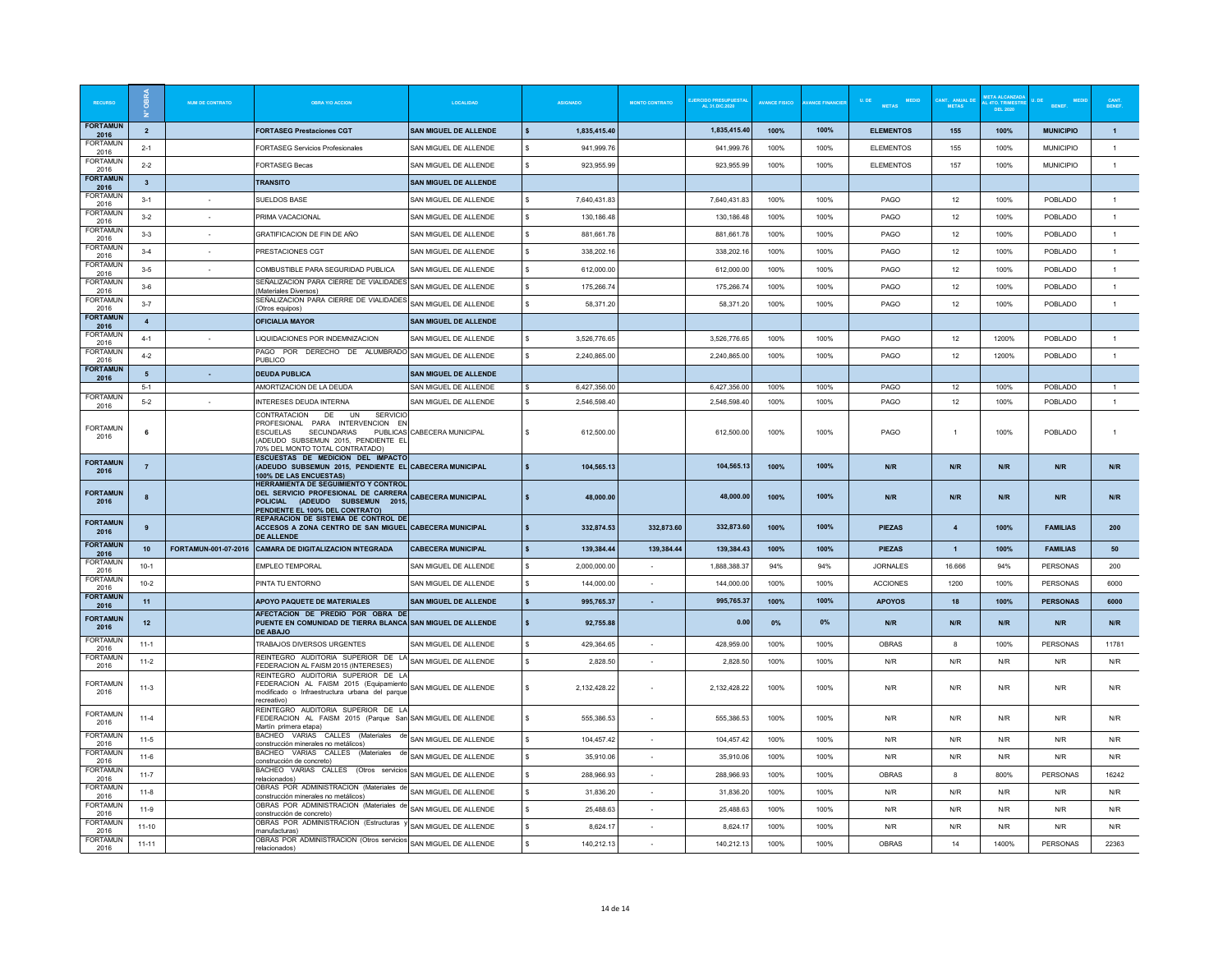| RECURSO | N° OBRA | NUM DE CONTRATO | OBRA Y/O ACCION | LOCALIDAD | ASIGNADO | MONTO CONTRATO | EJERCIDO PRESUPUESTAL AL 31.DIC.2020 | AVANCE FISICO | AVANCE FINANCIER | U. DE MEDIO METAS | CANT. ANUAL DE METAS | META ALCANZADA AL 4TO. TRIMESTRE DEL 2020 | U. DE MEDIO BENEF. | CANT. BENEF. |
|---|---|---|---|---|---|---|---|---|---|---|---|---|---|---|
| **FORTAMUN 2016** | **2** | | **FORTASEG Prestaciones CGT** | **SAN MIGUEL DE ALLENDE** | **$ 1,835,415.40** | | **1,835,415.40** | **100%** | **100%** | **ELEMENTOS** | **155** | **100%** | **MUNICIPIO** | **1** |
| FORTAMUN 2016 | 2-1 | | FORTASEG Servicios Profesionales | SAN MIGUEL DE ALLENDE | $ 941,999.76 | | 941,999.76 | 100% | 100% | ELEMENTOS | 155 | 100% | MUNICIPIO | 1 |
| FORTAMUN 2016 | 2-2 | | FORTASEG Becas | SAN MIGUEL DE ALLENDE | $ 923,955.99 | | 923,955.99 | 100% | 100% | ELEMENTOS | 157 | 100% | MUNICIPIO | 1 |
| **FORTAMUN 2016** | **3** | | **TRANSITO** | **SAN MIGUEL DE ALLENDE** | | | | | | | | | | |
| FORTAMUN 2016 | 3-1 | - | SUELDOS BASE | SAN MIGUEL DE ALLENDE | $ 7,640,431.83 | | 7,640,431.83 | 100% | 100% | PAGO | 12 | 100% | POBLADO | 1 |
| FORTAMUN 2016 | 3-2 | - | PRIMA VACACIONAL | SAN MIGUEL DE ALLENDE | $ 130,186.48 | | 130,186.48 | 100% | 100% | PAGO | 12 | 100% | POBLADO | 1 |
| FORTAMUN 2016 | 3-3 | - | GRATIFICACION DE FIN DE AÑO | SAN MIGUEL DE ALLENDE | $ 881,661.78 | | 881,661.78 | 100% | 100% | PAGO | 12 | 100% | POBLADO | 1 |
| FORTAMUN 2016 | 3-4 | - | PRESTACIONES CGT | SAN MIGUEL DE ALLENDE | $ 338,202.16 | | 338,202.16 | 100% | 100% | PAGO | 12 | 100% | POBLADO | 1 |
| FORTAMUN 2016 | 3-5 | - | COMBUSTIBLE PARA SEGURIDAD PUBLICA | SAN MIGUEL DE ALLENDE | $ 612,000.00 | | 612,000.00 | 100% | 100% | PAGO | 12 | 100% | POBLADO | 1 |
| FORTAMUN 2016 | 3-6 | | SEÑALIZACION PARA CIERRE DE VIALIDADES (Materiales Diversos) | SAN MIGUEL DE ALLENDE | $ 175,266.74 | | 175,266.74 | 100% | 100% | PAGO | 12 | 100% | POBLADO | 1 |
| FORTAMUN 2016 | 3-7 | | SEÑALIZACION PARA CIERRE DE VIALIDADES (Otros equipos) | SAN MIGUEL DE ALLENDE | $ 58,371.20 | | 58,371.20 | 100% | 100% | PAGO | 12 | 100% | POBLADO | 1 |
| **FORTAMUN 2016** | **4** | | **OFICIALIA MAYOR** | **SAN MIGUEL DE ALLENDE** | | | | | | | | | | |
| FORTAMUN 2016 | 4-1 | - | LIQUIDACIONES POR INDEMNIZACION | SAN MIGUEL DE ALLENDE | $ 3,526,776.65 | | 3,526,776.65 | 100% | 100% | PAGO | 12 | 1200% | POBLADO | 1 |
| FORTAMUN 2016 | 4-2 | | PAGO POR DERECHO DE ALUMBRADO PUBLICO | SAN MIGUEL DE ALLENDE | $ 2,240,865.00 | | 2,240,865.00 | 100% | 100% | PAGO | 12 | 1200% | POBLADO | 1 |
| **FORTAMUN 2016** | **5** | **-** | **DEUDA PUBLICA** | **SAN MIGUEL DE ALLENDE** | | | | | | | | | | |
| | 5-1 | | AMORTIZACION DE LA DEUDA | SAN MIGUEL DE ALLENDE | $ 6,427,356.00 | | 6,427,356.00 | 100% | 100% | PAGO | 12 | 100% | POBLADO | 1 |
| FORTAMUN 2016 | 5-2 | - | INTERESES DEUDA INTERNA | SAN MIGUEL DE ALLENDE | $ 2,546,598.40 | | 2,546,598.40 | 100% | 100% | PAGO | 12 | 100% | POBLADO | 1 |
| FORTAMUN 2016 | 6 | | CONTRATACION DE UN SERVICIO PROFESIONAL PARA INTERVENCION EN ESCUELAS SECUNDARIAS PUBLICAS (ADEUDO SUBSEMUN 2015, PENDIENTE EL 70% DEL MONTO TOTAL CONTRATADO) | CABECERA MUNICIPAL | $ 612,500.00 | | 612,500.00 | 100% | 100% | PAGO | 1 | 100% | POBLADO | 1 |
| **FORTAMUN 2016** | **7** | | **ESCUESTAS DE MEDICION DEL IMPACTO (ADEUDO SUBSEMUN 2015, PENDIENTE EL 100% DE LAS ENCUESTAS)** | **CABECERA MUNICIPAL** | **$ 104,565.13** | | **104,565.13** | **100%** | **100%** | **N/R** | **N/R** | **N/R** | **N/R** | **N/R** |
| **FORTAMUN 2016** | **8** | | **HERRAMIENTA DE SEGUIMIENTO Y CONTROL DEL SERVICIO PROFESIONAL DE CARRERA POLICIAL (ADEUDO SUBSEMUN 2015, PENDIENTE EL 100% DEL CONTRATO)** | **CABECERA MUNICIPAL** | **$ 48,000.00** | | **48,000.00** | **100%** | **100%** | **N/R** | **N/R** | **N/R** | **N/R** | **N/R** |
| **FORTAMUN 2016** | **9** | | **REPARACION DE SISTEMA DE CONTROL DE ACCESOS A ZONA CENTRO DE SAN MIGUEL DE ALLENDE** | **CABECERA MUNICIPAL** | **$ 332,874.53** | **332,873.60** | **332,873.60** | **100%** | **100%** | **PIEZAS** | **4** | **100%** | **FAMILIAS** | **200** |
| **FORTAMUN 2016** | **10** | **FORTAMUN-001-07-2016** | **CAMARA DE DIGITALIZACION INTEGRADA** | **CABECERA MUNICIPAL** | **$ 139,384.44** | **139,384.44** | **139,384.43** | **100%** | **100%** | **PIEZAS** | **1** | **100%** | **FAMILIAS** | **50** |
| FORTAMUN 2016 | 10-1 | | EMPLEO TEMPORAL | SAN MIGUEL DE ALLENDE | $ 2,000,000.00 | - | 1,888,388.37 | 94% | 94% | JORNALES | 16.666 | 94% | PERSONAS | 200 |
| FORTAMUN 2016 | 10-2 | | PINTA TU ENTORNO | SAN MIGUEL DE ALLENDE | $ 144,000.00 | - | 144,000.00 | 100% | 100% | ACCIONES | 1200 | 100% | PERSONAS | 6000 |
| **FORTAMUN 2016** | **11** | | **APOYO PAQUETE DE MATERIALES** | **SAN MIGUEL DE ALLENDE** | **$ 995,765.37** | **-** | **995,765.37** | **100%** | **100%** | **APOYOS** | **18** | **100%** | **PERSONAS** | **6000** |
| **FORTAMUN 2016** | **12** | | **AFECTACION DE PREDIO POR OBRA DE PUENTE EN COMUNIDAD DE TIERRA BLANCA DE ABAJO** | **SAN MIGUEL DE ALLENDE** | **$ 92,755.88** | | **0.00** | **0%** | **0%** | **N/R** | **N/R** | **N/R** | **N/R** | **N/R** |
| FORTAMUN 2016 | 11-1 | | TRABAJOS DIVERSOS URGENTES | SAN MIGUEL DE ALLENDE | $ 429,364.65 | - | 428,959.00 | 100% | 100% | OBRAS | 8 | 100% | PERSONAS | 11781 |
| FORTAMUN 2016 | 11-2 | | REINTEGRO AUDITORIA SUPERIOR DE LA FEDERACION AL FAISM 2015 (INTERESES) | SAN MIGUEL DE ALLENDE | $ 2,828.50 | - | 2,828.50 | 100% | 100% | N/R | N/R | N/R | N/R | N/R |
| FORTAMUN 2016 | 11-3 | | REINTEGRO AUDITORIA SUPERIOR DE LA FEDERACION AL FAISM 2015 (Equipamiento modificado o Infraestructura urbana del parque recreativo) | SAN MIGUEL DE ALLENDE | $ 2,132,428.22 | - | 2,132,428.22 | 100% | 100% | N/R | N/R | N/R | N/R | N/R |
| FORTAMUN 2016 | 11-4 | | REINTEGRO AUDITORIA SUPERIOR DE LA FEDERACION AL FAISM 2015 (Parque San Martín primera etapa) | SAN MIGUEL DE ALLENDE | $ 555,386.53 | - | 555,386.53 | 100% | 100% | N/R | N/R | N/R | N/R | N/R |
| FORTAMUN 2016 | 11-5 | | BACHEO VARIAS CALLES (Materiales de construcción minerales no metálicos) | SAN MIGUEL DE ALLENDE | $ 104,457.42 | - | 104,457.42 | 100% | 100% | N/R | N/R | N/R | N/R | N/R |
| FORTAMUN 2016 | 11-6 | | BACHEO VARIAS CALLES (Materiales de construcción de concreto) | SAN MIGUEL DE ALLENDE | $ 35,910.06 | - | 35,910.06 | 100% | 100% | N/R | N/R | N/R | N/R | N/R |
| FORTAMUN 2016 | 11-7 | | BACHEO VARIAS CALLES (Otros servicios relacionados) | SAN MIGUEL DE ALLENDE | $ 288,966.93 | - | 288,966.93 | 100% | 100% | OBRAS | 8 | 800% | PERSONAS | 16242 |
| FORTAMUN 2016 | 11-8 | | OBRAS POR ADMINISTRACION (Materiales de construcción minerales no metálicos) | SAN MIGUEL DE ALLENDE | $ 31,836.20 | - | 31,836.20 | 100% | 100% | N/R | N/R | N/R | N/R | N/R |
| FORTAMUN 2016 | 11-9 | | OBRAS POR ADMINISTRACION (Materiales de construcción de concreto) | SAN MIGUEL DE ALLENDE | $ 25,488.63 | - | 25,488.63 | 100% | 100% | N/R | N/R | N/R | N/R | N/R |
| FORTAMUN 2016 | 11-10 | | OBRAS POR ADMINISTRACION (Estructuras y manufacturas) | SAN MIGUEL DE ALLENDE | $ 8,624.17 | - | 8,624.17 | 100% | 100% | N/R | N/R | N/R | N/R | N/R |
| FORTAMUN 2016 | 11-11 | | OBRAS POR ADMINISTRACION (Otros servicios relacionados) | SAN MIGUEL DE ALLENDE | $ 140,212.13 | - | 140,212.13 | 100% | 100% | OBRAS | 14 | 1400% | PERSONAS | 22363 |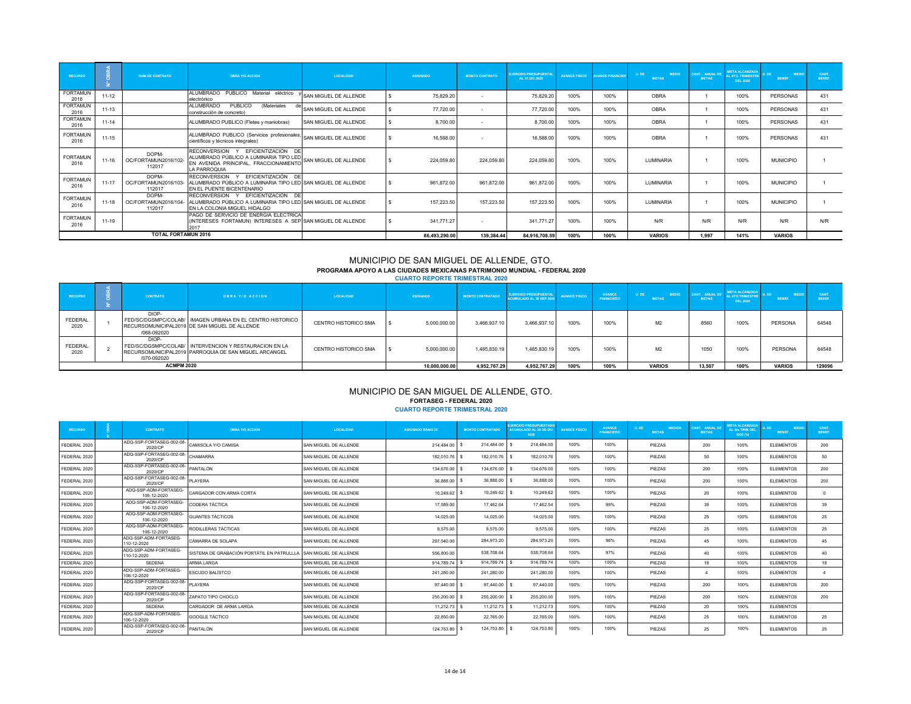| RECURSO | Nº OBRA | NUM DE CONTRATO | OBRA Y/O ACCION | LOCALIDAD | ASIGNADO | MONTO CONTRATO | EJERCIDO PRESUPUESTAL AL 31.DIC.2020 | AVANCE FISICO | AVANCE FINANCIER | U. DE MEDIO METAS | CANT. ANUAL DE METAS | META ALCANZADA AL 4TO. TRIMESTRE DEL 2020 | U. DE MEDIO BENEF. | CANT. BENEF. |
|---|---|---|---|---|---|---|---|---|---|---|---|---|---|---|
| FORTAMUN 2016 | 11-12 | | ALUMBRADO PUBLICO Material eléctrico y electrónico | SAN MIGUEL DE ALLENDE | $ 75,829.20 | - | 75,829.20 | 100% | 100% | OBRA | 1 | 100% | PERSONAS | 431 |
| FORTAMUN 2016 | 11-13 | | ALUMBRADO PUBLICO (Materiales de construcción de concreto) | SAN MIGUEL DE ALLENDE | $ 77,720.00 | - | 77,720.00 | 100% | 100% | OBRA | 1 | 100% | PERSONAS | 431 |
| FORTAMUN 2016 | 11-14 | | ALUMBRADO PUBLICO (Fletes y maniobras) | SAN MIGUEL DE ALLENDE | $ 8,700.00 | - | 8,700.00 | 100% | 100% | OBRA | 1 | 100% | PERSONAS | 431 |
| FORTAMUN 2016 | 11-15 | | ALUMBRADO PUBLICO (Servicios profesionales, científicos y técnicos integrales) | SAN MIGUEL DE ALLENDE | $ 16,588.00 | - | 16,588.00 | 100% | 100% | OBRA | 1 | 100% | PERSONAS | 431 |
| FORTAMUN 2016 | 11-16 | DOPM-OC/FORTAMUN2016/102-112017 | RECONVERSION Y EFICIENTIZACIÓN DE ALUMBRADO PÚBLICO A LUMINARIA TIPO LED EN AVENIDA PRINCIPAL, FRACCIONAMIENTO LA PARROQUIA | SAN MIGUEL DE ALLENDE | $ 224,059.80 | 224,059.80 | 224,059.80 | 100% | 100% | LUMINARIA | 1 | 100% | MUNICIPIO | 1 |
| FORTAMUN 2016 | 11-17 | DOPM-OC/FORTAMUN2016/103-112017 | RECONVERSION Y EFICIENTIZACIÓN DE ALUMBRADO PÚBLICO A LUMINARIA TIPO LED EN EL PUENTE BICENTENARIO | SAN MIGUEL DE ALLENDE | $ 961,872.00 | 961,872.00 | 961,872.00 | 100% | 100% | LUMINARIA | 1 | 100% | MUNICIPIO | 1 |
| FORTAMUN 2016 | 11-18 | DOPM-OC/FORTAMUN2016/104-112017 | RECONVERSION Y EFICIENTIZACIÓN DE ALUMBRADO PÚBLICO A LUMINARIA TIPO LED EN LA COLONIA MIGUEL HIDALGO | SAN MIGUEL DE ALLENDE | $ 157,223.50 | 157,223.50 | 157,223.50 | 100% | 100% | LUMINARIA | 1 | 100% | MUNICIPIO | 1 |
| FORTAMUN 2016 | 11-19 | | PAGO DE SERVICIO DE ENERGIA ELECTRICA (INTERESES FORTAMUN) INTERESES A SEP 2017 | SAN MIGUEL DE ALLENDE | $ 341,771.27 | - | 341,771.27 | 100% | 100% | N/R | N/R | N/R | N/R | N/R |
| **TOTAL FORTAMUN 2016** | | | | | **86,493,290.00** | **139,384.44** | **84,916,708.59** | **100%** | **100%** | **VARIOS** | **1,997** | **141%** | **VARIOS** | |

# MUNICIPIO DE SAN MIGUEL DE ALLENDE, GTO.

**PROGRAMA APOYO A LAS CIUDADES MEXICANAS PATRIMONIO MUNDIAL - FEDERAL 2020**

**CUARTO REPORTE TRIMESTRAL 2020**

| RECURSO | Nº OBRA | CONTRATO | OBRA Y/O ACCION | LOCALIDAD | ASIGNADO | MONTO CONTRATADO | EJERCIDO PRESUPUESTAL ACUMULADO AL 30 SEP 2020 | AVANCE FISICO | AVANCE FINANCIERO | U. DE MEDIO METAS | CANT. ANUAL DE METAS | META ALCANZADA AL 4TO TRIMESTRE DEL 2020 | U. DE MEDIO BENEF. | CANT. BENEF. |
|---|---|---|---|---|---|---|---|---|---|---|---|---|---|---|
| FEDERAL 2020 | 1 | DIOP-FED/SC/DGSMPC/COLAB/RECURSOMUNICIPAL2019/068-092020 | IMAGEN URBANA EN EL CENTRO HISTORICO DE SAN MIGUEL DE ALLENDE | CENTRO HISTORICO SMA | $ 5,000,000.00 | 3,466,937.10 | 3,466,937.10 | 100% | 100% | M2 | 8560 | 100% | PERSONA | 64548 |
| FEDERAL 2020 | 2 | DIOP-FED/SC/DGSMPC/COLAB/RECURSOMUNICIPAL2019/070-092020 | INTERVENCION Y RESTAURACION EN LA PARROQUIA DE SAN MIGUEL ARCANGEL | CENTRO HISTORICO SMA | $ 5,000,000.00 | 1,485,830.19 | 1,485,830.19 | 100% | 100% | M2 | 1050 | 100% | PERSONA | 64548 |
| **ACMPM 2020** | | | | | **10,000,000.00** | **4,952,767.29** | **4,952,767.29** | **100%** | **100%** | **VARIOS** | **13,507** | **100%** | **VARIOS** | **129096** |

# MUNICIPIO DE SAN MIGUEL DE ALLENDE, GTO.

**FORTASEG - FEDERAL 2020**

**CUARTO REPORTE TRIMESTRAL 2020**

| RECURSO | Nº OBRA | CONTRATO | OBRA Y/O ACCION | LOCALIDAD | ASIGNADO RAMO 33 | MONTO CONTRATADO | EJERCIDO PRESUPUESTADO ACUMULADO AL 30 DE DIC 2020 | AVANCE FISICO | AVANCE FINANCIERO | U. DE MEDIDA METAS | CANT. ANUAL DE METAS | META ALCANZADA AL 4to TRIM DEL 2020 (%) | U. DE MEDIO BENEF. | CANT. BENEF. |
|---|---|---|---|---|---|---|---|---|---|---|---|---|---|---|
| FEDERAL 2020 | | ADQ-SSP-FORTASEG-002-08-2020/CP | CAMISOLA Y/O CAMISA | SAN MIGUEL DE ALLENDE | 214,484.00 | $ 214,484.00 | $ 214,484.00 | 100% | 100% | PIEZAS | 200 | 100% | ELEMENTOS | 200 |
| FEDERAL 2020 | | ADQ-SSP-FORTASEG-002-08-2020/CP | CHAMARRA | SAN MIGUEL DE ALLENDE | 182,010.76 | $ 182,010.76 | $ 182,010.76 | 100% | 100% | PIEZAS | 50 | 100% | ELEMENTOS | 50 |
| FEDERAL 2020 | | ADQ-SSP-FORTASEG-002-08-2020/CP | PANTALÓN | SAN MIGUEL DE ALLENDE | 134,676.00 | $ 134,676.00 | $ 134,676.00 | 100% | 100% | PIEZAS | 200 | 100% | ELEMENTOS | 200 |
| FEDERAL 2020 | | ADQ-SSP-FORTASEG-002-08-2020/CP | PLAYERA | SAN MIGUEL DE ALLENDE | 36,888.00 | $ 36,888.00 | $ 36,888.00 | 100% | 100% | PIEZAS | 200 | 100% | ELEMENTOS | 200 |
| FEDERAL 2020 | | ADQ-SSP-ADM-FORTASEG-106-12-2020 | CARGADOR CON ARMA CORTA | SAN MIGUEL DE ALLENDE | 10,249.62 | $ 10,249.62 | $ 10,249.62 | 100% | 100% | PIEZAS | 20 | 100% | ELEMENTOS | 0 |
| FEDERAL 2020 | | ADQ-SSP-ADM-FORTASEG-106-12-2020 | CODERA TÁCTICA | SAN MIGUEL DE ALLENDE | 17,589.00 | 17,462.64 | 17,462.54 | 100% | 99% | PIEZAS | 39 | 100% | ELEMENTOS | 39 |
| FEDERAL 2020 | | ADQ-SSP-ADM-FORTASEG-106-12-2020 | GUANTES TÁCTICOS | SAN MIGUEL DE ALLENDE | 14,025.00 | 14,025.00 | 14,025.00 | 100% | 100% | PIEZAS | 25 | 100% | ELEMENTOS | 25 |
| FEDERAL 2020 | | ADQ-SSP-ADM-FORTASEG-106-12-2020 | RODILLERAS TÁCTICAS | SAN MIGUEL DE ALLENDE | 9,575.00 | 9,575.00 | 9,575.00 | 100% | 100% | PIEZAS | 25 | 100% | ELEMENTOS | 25 |
| FEDERAL 2020 | | ADQ-SSP-ADM-FORTASEG-110-12-2020 | CÁMARRA DE SOLAPA | SAN MIGUEL DE ALLENDE | 297,540.00 | 284,973.20 | 284,973.20 | 100% | 96% | PIEZAS | 45 | 100% | ELEMENTOS | 45 |
| FEDERAL 2020 | | ADQ-SSP-ADM-FORTASEG-110-12-2020 | SISTEMA DE GRABACIÓN PORTÁTIL EN PATRULLLA | SAN MIGUEL DE ALLENDE | 556,800.00 | 538,708.64 | 538,708.64 | 100% | 97% | PIEZAS | 40 | 100% | ELEMENTOS | 40 |
| FEDERAL 2020 | | SEDENA | ARMA LARGA | SAN MIGUEL DE ALLENDE | 914,789.74 | $ 914,789.74 | $ 914,789.74 | 100% | 100% | PIEZAS | 18 | 100% | ELEMENTOS | 18 |
| FEDERAL 2020 | | ADQ-SSP-ADM-FORTASEG-106-12-2020 | ESCUDO BALÍSTCO | SAN MIGUEL DE ALLENDE | 241,280.00 | 241,280.00 | 241,280.00 | 100% | 100% | PIEZAS | 4 | 100% | ELEMENTOS | 4 |
| FEDERAL 2020 | | ADQ-SSP-FORTASEG-002-08-2020/CP | PLAYERA | SAN MIGUEL DE ALLENDE | 97,440.00 | $ 97,440.00 | $ 97,440.00 | 100% | 100% | PIEZAS | 200 | 100% | ELEMENTOS | 200 |
| FEDERAL 2020 | | ADQ-SSP-FORTASEG-002-08-2020/CP | ZAPATO TIPO CHOCLO | SAN MIGUEL DE ALLENDE | 255,200.00 | $ 255,200.00 | $ 255,200.00 | 100% | 100% | PIEZAS | 200 | 100% | ELEMENTOS | 200 |
| FEDERAL 2020 | | SEDENA | CARGADOR DE ARMA LARGA | SAN MIGUEL DE ALLENDE | 11,212.73 | $ 11,212.73 | $ 11,212.73 | 100% | 100% | PIEZAS | 20 | 100% | ELEMENTOS | |
| FEDERAL 2020 | | ADQ-SSP-ADM-FORTASEG-106-12-2020 | GOOGLE TÁCTICO | SAN MIGUEL DE ALLENDE | 22,850.00 | 22,765.00 | 22,765.00 | 100% | 100% | PIEZAS | 25 | 100% | ELEMENTOS | 25 |
| FEDERAL 2020 | | ADQ-SSP-FORTASEG-002-08-2020/CP | PANTALÓN | SAN MIGUEL DE ALLENDE | 124,753.80 | $ 124,753.80 | $ 124,753.80 | 100% | 100% | PIEZAS | 25 | 100% | ELEMENTOS | 25 |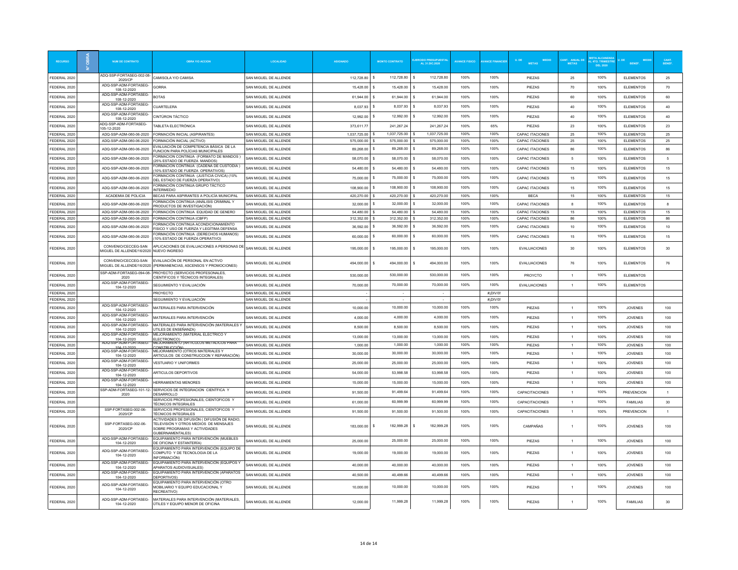| RECURSO | N° OBRA | NUM DE CONTRATO | OBRA Y/O ACCION | LOCALIDAD | ASIGNADO | MONTO CONTRATO | EJERCIDO PRESUPUESTAL AL 31.DIC.2020 | AVANCE FISICO | AVANCE FINANCIER | U. DE MEDIDA METAS | CANT. ANUAL DE METAS | META ALCANZADA AL 4TO. TRIMESTRE DEL 2020 | U. DE MEDIDA BENEF. | CANT. BENEF. |
|---|---|---|---|---|---|---|---|---|---|---|---|---|---|---|
| FEDERAL 2020 | | ADQ-SSP-FORTASEG-002-08-2020/CP | CAMISOLA Y/O CAMISA | SAN MIGUEL DE ALLENDE | 112,728.80 | $ 112,728.80 | $ 112,728.80 | 100% | 100% | PIEZAS | 25 | 100% | ELEMENTOS | 25 |
| FEDERAL 2020 | | ADQ-SSP-ADM-FORTASEG-108-12-2020 | GORRA | SAN MIGUEL DE ALLENDE | 15,428.00 | $ 15,428.00 | $ 15,428.00 | 100% | 100% | PIEZAS | 70 | 100% | ELEMENTOS | 70 |
| FEDERAL 2020 | | ADQ-SSP-ADM-FORTASEG-108-12-2020 | BOTAS | SAN MIGUEL DE ALLENDE | 61,944.00 | $ 61,944.00 | $ 61,944.00 | 100% | 100% | PIEZAS | 60 | 100% | ELEMENTOS | 60 |
| FEDERAL 2020 | | ADQ-SSP-ADM-FORTASEG-108-12-2020 | CUARTELERA | SAN MIGUEL DE ALLENDE | 8,037.93 | $ 8,037.93 | $ 8,037.93 | 100% | 100% | PIEZAS | 40 | 100% | ELEMENTOS | 40 |
| FEDERAL 2020 | | ADQ-SSP-ADM-FORTASEG-108-12-2020 | CINTURON TÁCTICO | SAN MIGUEL DE ALLENDE | 12,992.00 | $ 12,992.00 | $ 12,992.00 | 100% | 100% | PIEZAS | 40 | 100% | ELEMENTOS | 40 |
| FEDERAL 2020 | | ADQ-SSP-ADM-FORTASEG-105-12-2020 | TABLETA ELECTRÓNICA | SAN MIGUEL DE ALLENDE | 373,611.77 | 241,267.24 | 241,267.24 | 100% | 65% | PIEZAS | 23 | 100% | ELEMENTOS | 23 |
| FEDERAL 2020 | | ADQ-SSP-ADM-080-06-2020 | FORMACIÓN INICIAL (ASPIRANTES) | SAN MIGUEL DE ALLENDE | 1,037,725.00 | $ 1,037,725.00 | $ 1,037,725.00 | 100% | 100% | CAPAC ITACIONES | 25 | 100% | ELEMENTOS | 25 |
| FEDERAL 2020 | | ADQ-SSP-ADM-080-06-2020 | FORMACIÓN INICIAL (ACTIVO) | SAN MIGUEL DE ALLENDE | 575,000.00 | $ 575,000.00 | $ 575,000.00 | 100% | 100% | CAPAC ITACIONES | 25 | 100% | ELEMENTOS | 25 |
| FEDERAL 2020 | | ADQ-SSP-ADM-080-06-2020 | EVALUACIÓN DE COMPETENCIA BÁSICA DE LA FUNCION PARA POLÍCIAS MUNICIPALES | SAN MIGUEL DE ALLENDE | 89,268.00 | $ 89,268.00 | $ 89,268.00 | 100% | 100% | CAPAC ITACIONES | 86 | 100% | ELEMENTOS | 86 |
| FEDERAL 2020 | | ADQ-SSP-ADM-080-06-2020 | FORMACION CONTINUA (FORMATO DE MANDOS ) (25% ESTADO DE FUERZA MANDOS) | SAN MIGUEL DE ALLENDE | 58,070.00 | $ 58,070.00 | $ 58,070.00 | 100% | 100% | CAPAC ITACIONES | 5 | 100% | ELEMENTOS | 5 |
| FEDERAL 2020 | | ADQ-SSP-ADM-080-06-2020 | FORMACION CONTINUA (CADENA DE CUSTODIA ) (10% ESTADO DE FUERZA OPERATIVOS) | SAN MIGUEL DE ALLENDE | 54,480.00 | $ 54,480.00 | $ 54,480.00 | 100% | 100% | CAPAC ITACIONES | 15 | 100% | ELEMENTOS | 15 |
| FEDERAL 2020 | | ADQ-SSP-ADM-080-06-2020 | FORMACION CONTINUA (JUSTICIA CIVICA) (10% DEL ESTADO DE FUERZA OPERATIVO) | SAN MIGUEL DE ALLENDE | 75,000.00 | $ 75,000.00 | $ 75,000.00 | 100% | 100% | CAPAC ITACIONES | 15 | 100% | ELEMENTOS | 15 |
| FEDERAL 2020 | | ADQ-SSP-ADM-080-06-2020 | FORMACIÓN CONTINUA GRUPO TÁCTICO INTERMEDIO | SAN MIGUEL DE ALLENDE | 108,900.00 | $ 108,900.00 | $ 108,900.00 | 100% | 100% | CAPAC ITACIONES | 15 | 100% | ELEMENTOS | 15 |
| FEDERAL 2020 | | ACADEMIA DE POLICIA | BECAS PARA ASPIRANTES A POLICÍA MUNICIPAL | SAN MIGUEL DE ALLENDE | 420,270.00 | $ 420,270.00 | $ 420,270.00 | 100% | 100% | BECA | 15 | 100% | ELEMENTOS | 15 |
| FEDERAL 2020 | | ADQ-SSP-ADM-080-06-2020 | FORMACIÓN CONTINUA (ANÁLISIS CRIMINAL Y PRODUCTOS DE INVESTIGACIÓN) | SAN MIGUEL DE ALLENDE | 32,000.00 | $ 32,000.00 | $ 32,000.00 | 100% | 100% | CAPAC ITACIONES | 8 | 100% | ELEMENTOS | 8 |
| FEDERAL 2020 | | ADQ-SSP-ADM-080-06-2020 | FORMACIÓN CONTINUA EQUIDAD DE GENERO | SAN MIGUEL DE ALLENDE | 54,480.00 | $ 54,480.00 | $ 54,480.00 | 100% | 100% | CAPAC ITACIONES | 15 | 100% | ELEMENTOS | 15 |
| FEDERAL 2020 | | ADQ-SSP-ADM-080-06-2020 | FORMACIÓN CONTINUA (CBFP) | SAN MIGUEL DE ALLENDE | 312,352.00 | $ 312,352.00 | $ 312,352.00 | 100% | 100% | CAPAC ITACIONES | 86 | 100% | ELEMENTOS | 86 |
| FEDERAL 2020 | | ADQ-SSP-ADM-080-06-2020 | FORMACIÓN CONTINUA ACONDICIONAMIENTO FISICO Y USO DE FUERZA Y LEGÍTIMA DEFENSA | SAN MIGUEL DE ALLENDE | 36,592.00 | $ 36,592.00 | $ 36,592.00 | 100% | 100% | CAPAC ITACIONES | 10 | 100% | ELEMENTOS | 10 |
| FEDERAL 2020 | | ADQ-SSP-ADM-080-06-2020 | FORMACIÓN CONTINUA (DERECHOS HUMANOS) (10% ESTADO DE FUERZA OPERATIVO) | SAN MIGUEL DE ALLENDE | 60,000.00 | $ 60,000.00 | $ 60,000.00 | 100% | 100% | CAPAC ITACIONES | 15 | 100% | ELEMENTOS | 15 |
| FEDERAL 2020 | | CONVENIO/CECCEG-SAN MIGUEL DE ALLENDE/16/2020 | APLICACIONES DE EVALUACIONES A PERSONAS DE NUEVO INGRESO | SAN MIGUEL DE ALLENDE | 195,000.00 | $ 195,000.00 | $ 195,000.00 | 100% | 100% | EVALUACIONES | 30 | 100% | ELEMENTOS | 30 |
| FEDERAL 2020 | | CONVENIO/CECCEG-SAN MIGUEL DE ALLENDE/16/2020 | EVALUACIÓN DE PERSONAL EN ACTIVO (PERMANENCIAS, ASCENSOS Y PROMOCIONES) | SAN MIGUEL DE ALLENDE | 494,000.00 | $ 494,000.00 | $ 494,000.00 | 100% | 100% | EVALUACIONES | 76 | 100% | ELEMENTOS | 76 |
| FEDERAL 2020 | | SSP-ADM-FORTASEG-094-08-2020 | PROYECTO (SERVICIOS PROFESONALES, CIENTIFICOS Y TÉCNICOS INTEGRALES) | SAN MIGUEL DE ALLENDE | 530,000.00 | 530,000.00 | 530,000.00 | 100% | 100% | PROYCTO | 1 | 100% | ELEMENTOS | |
| FEDERAL 2020 | | ADQ-SSP-ADM-FORTASEG-104-12-2020 | SEGUIMIENTO Y EVALUACIÓN | SAN MIGUEL DE ALLENDE | 70,000.00 | 70,000.00 | 70,000.00 | 100% | 100% | EVALUACIONES | 1 | 100% | ELEMENTOS | |
| FEDERAL 2020 | | | PROYECTO | SAN MIGUEL DE ALLENDE | - | - | - | | #¡DIV/0! | | | | | |
| FEDERAL 2020 | | | SEGUIMIENTO Y EVALUACIÓN | SAN MIGUEL DE ALLENDE | - | - | - | | #¡DIV/0! | | | | | |
| FEDERAL 2020 | | ADQ-SSP-ADM-FORTASEG-104-12-2020 | MATERIALES PARA INTERVENCIÓN | SAN MIGUEL DE ALLENDE | 10,000.00 | 10,000.00 | 10,000.00 | 100% | 100% | PIEZAS | 1 | 100% | JOVENES | 100 |
| FEDERAL 2020 | | ADQ-SSP-ADM-FORTASEG-104-12-2020 | MATERIALES PARA INTERVENCIÓN | SAN MIGUEL DE ALLENDE | 4,000.00 | 4,000.00 | 4,000.00 | 100% | 100% | PIEZAS | 1 | 100% | JOVENES | 100 |
| FEDERAL 2020 | | ADQ-SSP-ADM-FORTASEG-104-12-2020 | MATERIALES PARA INTERVENCIÓN (MATERIALES Y UTILES DE ENSEÑANZA) | SAN MIGUEL DE ALLENDE | 8,500.00 | 8,500.00 | 8,500.00 | 100% | 100% | PIEZAS | 1 | 100% | JOVENES | 100 |
| FEDERAL 2020 | | ADQ-SSP-ADM-FORTASEG-104-12-2020 | MEJORAMIENTO (MATERIAL ELECTRICO Y ELECTRONICO) | SAN MIGUEL DE ALLENDE | 13,000.00 | 13,000.00 | 13,000.00 | 100% | 100% | PIEZAS | 1 | 100% | JOVENES | 100 |
| FEDERAL 2020 | | ADQ-SSP-ADM-FORTASEG-104-12-2020 | MEJORAMIENTO (ARTICULOS METALICOS PARA CONSTRUCCIÓN) | SAN MIGUEL DE ALLENDE | 1,000.00 | 1,000.00 | 1,000.00 | 100% | 100% | PIEZAS | 1 | 100% | JOVENES | 100 |
| FEDERAL 2020 | | ADQ-SSP-ADM-FORTASEG-104-12-2020 | MEJORAMIENTO (OTROS MATERIALES Y ARTICULOS DE CONSTRUCCION Y REPARACIÓN) | SAN MIGUEL DE ALLENDE | 30,000.00 | 30,000.00 | 30,000.00 | 100% | 100% | PIEZAS | 1 | 100% | JOVENES | 100 |
| FEDERAL 2020 | | ADQ-SSP-ADM-FORTASEG-104-12-2020 | VESTUARIO Y UNIFORMES | SAN MIGUEL DE ALLENDE | 25,000.00 | 25,000.00 | 25,000.00 | 100% | 100% | PIEZAS | 1 | 100% | JOVENES | 100 |
| FEDERAL 2020 | | ADQ-SSP-ADM-FORTASEG-104-12-2020 | ARTICULOS DEPORTIVOS | SAN MIGUEL DE ALLENDE | 54,000.00 | 53,998.58 | 53,998.58 | 100% | 100% | PIEZAS | 1 | 100% | JOVENES | 100 |
| FEDERAL 2020 | | ADQ-SSP-ADM-FORTASEG-104-12-2020 | HERRAMIENTAS MENORES | SAN MIGUEL DE ALLENDE | 15,000.00 | 15,000.00 | 15,000.00 | 100% | 100% | PIEZAS | 1 | 100% | JOVENES | 100 |
| FEDERAL 2020 | | SSP-ADM-FORTASEG-101-12-2020 | SERVICIOS DE INTEGRACION CIENTFICA Y DESARROLLO | SAN MIGUEL DE ALLENDE | 91,500.00 | 91,499.64 | 91,499.64 | 100% | 100% | CAPACITACIONES | 1 | 100% | PREVENCION | 1 |
| FEDERAL 2020 | | | SERVICIOS PROFESIONALES, CIENTOFICOS Y TÉCNICOS INTEGRALES | SAN MIGUEL DE ALLENDE | 61,000.00 | 60,999.99 | 60,999.99 | 100% | 100% | CAPACITACIONES | 1 | 100% | FAMILIAS | 30 |
| FEDERAL 2020 | | SSP-FORTASEG-002-06-2020/CP | SERVICIOS PROFESIONALES, CIENTOFICOS Y TECNICOS INTEGRALES | SAN MIGUEL DE ALLENDE | 91,500.00 | 91,500.00 | 91,500.00 | 100% | 100% | CAPACITACIONES | 1 | 100% | PREVENCION | 1 |
| FEDERAL 2020 | | SSP-FORTASEG-002-06-2020/CP | ACTIVIDADES DE DIFUSIÓN ( DIFUSIÓN DE RADIO, TELEVISIÓN Y OTROS MEDIOS DE MENSAJES SOBRE PROGRAMAS Y ACTIVIDADES GUBERNAMENTALES) | SAN MIGUEL DE ALLENDE | 183,000.00 | $ 182,999.28 | $ 182,999.28 | 100% | 100% | CAMPAÑAS | 1 | 100% | JOVENES | 100 |
| FEDERAL 2020 | | ADQ-SSP-ADM-FORTASEG-104-12-2020 | EQUIPAMIENTO PARA INTERVENCIÓN (MUEBLES DE OFICINA Y ESTANTERÍA) | SAN MIGUEL DE ALLENDE | 25,000.00 | 25,000.00 | 25,000.00 | 100% | 100% | PIEZAS | 1 | 100% | JOVENES | 100 |
| FEDERAL 2020 | | ADQ-SSP-ADM-FORTASEG-104-12-2020 | EQUIPAMIENTO PARA INTERVENCIÓN (EQUIPO DE COMPUTO Y DE TECNOLOGIA DE LA INFORMACIÓN) | SAN MIGUEL DE ALLENDE | 19,000.00 | 19,000.00 | 19,000.00 | 100% | 100% | PIEZAS | 1 | 100% | JOVENES | 100 |
| FEDERAL 2020 | | ADQ-SSP-ADM-FORTASEG-104-12-2020 | EQUIPAMIENTO PARA INTERVENCIÓN (EQUIPOS Y APARATOS AUDIOVISUALES) | SAN MIGUEL DE ALLENDE | 40,000.00 | 40,000.00 | 40,000.00 | 100% | 100% | PIEZAS | 1 | 100% | JOVENES | 100 |
| FEDERAL 2020 | | ADQ-SSP-ADM-FORTASEG-104-12-2020 | EQUIPAMIENTO PARA INTERVENCIÓN (APARATOS DEPORTIVOS) | SAN MIGUEL DE ALLENDE | 40,500.00 | 40,499.66 | 40,499.66 | 100% | 100% | PIEZAS | 1 | 100% | JOVENES | 100 |
| FEDERAL 2020 | | ADQ-SSP-ADM-FORTASEG-104-12-2020 | EQUIPAMIENTO PARA INTERVENCIÓN (OTRO MOBILIARIO Y EQUIPO EDUCACIONAL Y RECREATIVO) | SAN MIGUEL DE ALLENDE | 10,000.00 | 10,000.00 | 10,000.00 | 100% | 100% | PIEZAS | 1 | 100% | JOVENES | 100 |
| FEDERAL 2020 | | ADQ-SSP-ADM-FORTASEG-104-12-2020 | MATERIALES PARA INTERVENCIÓN (MATERIALES, ÚTILES Y EQUIPO MENOR DE OFICINA | SAN MIGUEL DE ALLENDE | 12,000.00 | 11,999.28 | 11,999.28 | 100% | 100% | PIEZAS | 1 | 100% | FAMILIAS | 30 |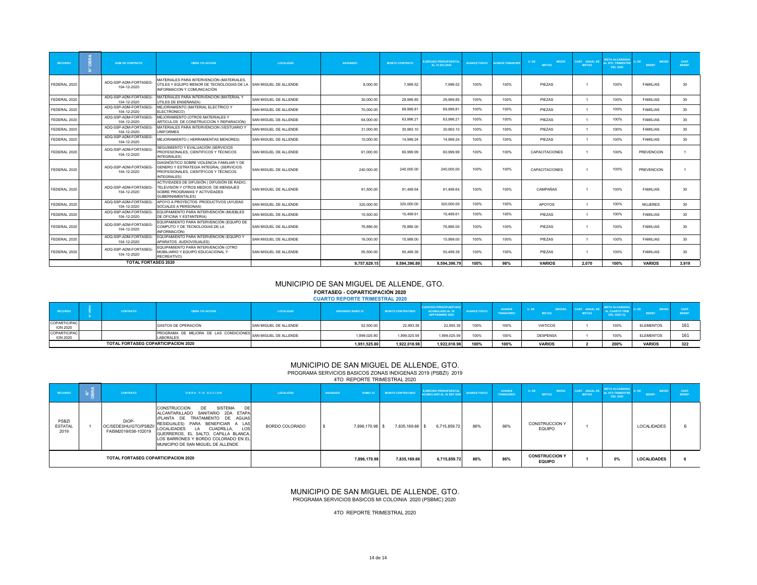| RECURSO | N° OBRA | NUM DE CONTRATO | OBRA Y/O ACCION | LOCALIDAD | ASIGNADO | MONTO CONTRATO | EJERCIDO PRESUPUESTAL AL 31.DIC.2020 | AVANCE FISICO | AVANCE FINANCIERO | U. DE MEDIO METAS | CANT. ANUAL DE METAS | META ALCANZADA AL 4TO. TRIMESTRE DEL 2020 | U. DE MEDIO BENEF. | CANT. BENEF. |
|---|---|---|---|---|---|---|---|---|---|---|---|---|---|---|
| FEDERAL 2020 | | ADQ-SSP-ADM-FORTASEG-104-12-2020 | MATERIALES PARA INTERVENCIÓN (MATERIALES, ÚTILES Y EQUIPO MENOR DE TECNOLOGIAS DE LA INFORMACION Y COMUNICACIÓN | SAN MIGUEL DE ALLENDE | 8,000.00 | 7,999.52 | 7,999.52 | 100% | 100% | PIEZAS | 1 | 100% | FAMILIAS | 30 |
| FEDERAL 2020 | | ADQ-SSP-ADM-FORTASEG-104-12-2020 | MATERIALES PARA INTERVENCION (MATERIAL Y UTILES DE ENSEÑANZA) | SAN MIGUEL DE ALLENDE | 30,000.00 | 29,999.85 | 29,999.85 | 100% | 100% | PIEZAS | 1 | 100% | FAMILIAS | 30 |
| FEDERAL 2020 | | ADQ-SSP-ADM-FORTASEG-104-12-2020 | MEJORAMIENTO (MATERIAL ELECTRICO Y ELECTRONICO) | SAN MIGUEL DE ALLENDE | 70,000.00 | 69,999.81 | 69,999.81 | 100% | 100% | PIEZAS | 1 | 100% | FAMILIAS | 30 |
| FEDERAL 2020 | | ADQ-SSP-ADM-FORTASEG-104-12-2020 | MEJORAMIENTO (OTROS MATERIALES Y ARTICULOS DE CONSTRUCCION Y REPARACIÓN) | SAN MIGUEL DE ALLENDE | 64,000.00 | 63,996.21 | 63,996.21 | 100% | 100% | PIEZAS | 1 | 100% | FAMILIAS | 30 |
| FEDERAL 2020 | | ADQ-SSP-ADM-FORTASEG-104-12-2020 | MATERIALES PARA INTERVENCION (VESTUARIO Y UNIFORMES | SAN MIGUEL DE ALLENDE | 31,000.00 | 30,993.10 | 30,993.10 | 100% | 100% | PIEZAS | 1 | 100% | FAMILIAS | 30 |
| FEDERAL 2020 | | ADQ-SSP-ADM-FORTASEG-104-12-2020 | MEJORAMIENTO ( HERRAMIENTAS MENORES) | SAN MIGUEL DE ALLENDE | 15,000.00 | 14,999.24 | 14,999.24 | 100% | 100% | PIEZAS | 1 | 100% | FAMILIAS | 30 |
| FEDERAL 2020 | | ADQ-SSP-ADM-FORTASEG-104-12-2020 | SEGUIMIENTO Y EVALUACIÓN (SERVICIOS PROFESIONALES, CIENTIFICOS Y TÉCNICOS INTEGRALES) | SAN MIGUEL DE ALLENDE | 61,000.00 | 60,999.99 | 60,999.99 | 100% | 100% | CAPACITACIONES | 1 | 100% | PREVENCION | 1 |
| FEDERAL 2020 | | ADQ-SSP-ADM-FORTASEG-104-12-2020 | DIAGNÓSTICO SOBRE VIOLENCIA FAMILIAR Y DE GENERO Y ESTRATEGIA INTEGRAL (SERVICIOS PROFESIONALES, CIENTÍFICOS Y TÉCNICOS INTEGRALES) | SAN MIGUEL DE ALLENDE | 240,000.00 | 240,000.00 | 240,000.00 | 100% | 100% | CAPACITACIONES | 1 | 100% | PREVENCION | 1 |
| FEDERAL 2020 | | ADQ-SSP-ADM-FORTASEG-104-12-2020 | ACTIVIDADES DE DIFUSIÓN ( DIFUSIÓN DE RADIO, TELEVISIÓN Y OTROS MEDIOS DE MENSAJES SOBRE PROGRAMAS Y ACTIVIDADES GUBERNAMENTALES) | SAN MIGUEL DE ALLENDE | 91,500.00 | 91,499.64 | 91,499.64 | 100% | 100% | CAMPAÑAS | 1 | 100% | FAMILIAS | 30 |
| FEDERAL 2020 | | ADQ-SSP-ADM-FORTASEG-104-12-2020 | APOYO A PROYECTOS PRODUCTIVOS (AYUDAS SOCIALES A PERSONAS) | SAN MIGUEL DE ALLENDE | 320,000.00 | 320,000.00 | 320,000.00 | 100% | 100% | APOYOS | 1 | 100% | MUJERES | 30 |
| FEDERAL 2020 | | ADQ-SSP-ADM-FORTASEG-104-12-2020 | EQUIPAMIENTO PARA INTERVENCIÓN (MUEBLES DE OFICINA Y ESTANTERIA) | SAN MIGUEL DE ALLENDE | 15,500.00 | 15,499.61 | 15,499.61 | 100% | 100% | PIEZAS | 1 | 100% | FAMILIAS | 30 |
| FEDERAL 2020 | | ADQ-SSP-ADM-FORTASEG-104-12-2020 | EQUIPAMIENTO PARA INTERVENCIÓN (EQUIPO DE COMPUTO Y DE TECNOLOGIAS DE LA INFORMACIÓN) | SAN MIGUEL DE ALLENDE | 76,886.00 | 76,886.00 | 76,886.00 | 100% | 100% | PIEZAS | 1 | 100% | FAMILIAS | 30 |
| FEDERAL 2020 | | ADQ-SSP-ADM-FORTASEG-104-12-2020 | EQUIPAMIENTO PARA INTERVENCIÓN (EQUIPO Y APARATOS AUDIOVISUALES) | SAN MIGUEL DE ALLENDE | 16,000.00 | 15,999.00 | 15,999.00 | 100% | 100% | PIEZAS | 1 | 100% | FAMILIAS | 30 |
| FEDERAL 2020 | | ADQ-SSP-ADM-FORTASEG-104-12-2020 | EQUIPAMIENTO PARA INTERVENCIÓN (OTRO MOBILIARIO Y EQUIPO EDUCACIONAL Y RECREATIVO) | SAN MIGUEL DE ALLENDE | 55,500.00 | 55,499.39 | 55,499.39 | 100% | 100% | PIEZAS | 1 | 100% | FAMILIAS | 30 |
| **TOTAL FORTASEG 2020** | | | | | **9,757,629.15** | **9,594,396.89** | **9,594,396.79** | **100%** | **98%** | **VARIOS** | **2,070** | **100%** | **VARIOS** | **3,919** |

# MUNICIPIO DE SAN MIGUEL DE ALLENDE, GTO.

**FORTASEG - COPARTICIPACIÓN 2020**

**CUARTO REPORTE TRIMESTRAL 2020**

| RECURSO | N° OBRA | CONTRATO | OBRA Y/O ACCION | LOCALIDAD | ASIGNADO RAMO 33 | MONTO CONTRATADO | EJERCIDO PRESUPUESTADO ACUMULADO AL 30 SEPTIEMBRE 2020 | AVANCE FISICO | AVANCE FINANCIERO | U. DE MEDIDA METAS | CANT. ANUAL DE METAS | META ALCANZADA AL CUARTO TRIM DEL 2020 (%) | U. DE MEDIO BENEF. | CANT. BENEF. |
|---|---|---|---|---|---|---|---|---|---|---|---|---|---|---|
| COPARTICIPACION 2020 | | | GASTOS DE OPERACIÓN | SAN MIGUEL DE ALLENDE | 52,500.00 | 22,993.39 | 22,993.39 | 100% | 100% | VIATICOS | 1 | 100% | ELEMENTOS | 161 |
| COPARTICIPACION 2020 | | | PROGRAMA DE MEJORA DE LAS CONDICIONES LABORALES | SAN MIGUEL DE ALLENDE | 1,899,025.80 | 1,899,025.59 | 1,899,025.59 | 100% | 100% | DESPENSA | 1 | 100% | ELEMENTOS | 161 |
| **TOTAL FORTASEG COPARTICIPACION 2020** | | | | | **1,951,525.80** | **1,922,018.98** | **1,922,018.98** | **100%** | **100%** | **VARIOS** | **2** | **200%** | **VARIOS** | **322** |

# MUNICIPIO DE SAN MIGUEL DE ALLENDE, GTO.

PROGRAMA SERVICIOS BASICOS ZONAS INDIGENAS 2019 (PSBZI) 2019

4TO REPORTE TRIMESTRAL 2020

| RECURSO | N° OBRA | CONTRATO | OBRA Y/O ACCION | LOCALIDAD | ASIGNADO RAMO 33 | MONTO CONTRATADO | EJERCIDO PRESUPUESTAL ACUMULADO AL 30 SEP 2020 | AVANCE FISICO | AVANCE FINANCIERO | U. DE MEDIO METAS | CANT. ANUAL DE METAS | META ALCANZADA AL 4TO TRIMESTRE DEL 2020 | U. DE MEDIO BENEF. | CANT. BENEF. |
|---|---|---|---|---|---|---|---|---|---|---|---|---|---|---|
| PSBZI ESTATAL 2019 | 1 | DIOP-OC/SEDESHU/GTO/PSBZI/FAISM2019/038-102019 | CONSTRUCCION DE SISTEMA DE ALCANTARILLADO SANITARIO 2DA ETAPA (PLANTA DE TRATAMIENTO DE AGUAS RESIDUALES) PARA BENEFICIAR A LAS LOCALIDADES LA CUADRILLA, LOS GUERREROS, EL SALTO, CAPILLA BLANCA, LOS BARRONES Y BORDO COLORADO EN EL MUNICIPIO DE SAN MIGUEL DE ALLENDE | BORDO COLORADO | $ 7,896,170.98 | $ 7,835,169.66 | $ 6,715,859.72 | 86% | 86% | CONSTRUCCION Y EQUIPO | 1 | | LOCALIDADES | 6 |
| **TOTAL FORTASEG COPARTICIPACION 2020** | | | | | **7,896,170.98** | **7,835,169.66** | **6,715,859.72** | **86%** | **86%** | **CONSTRUCCION Y EQUIPO** | **1** | **0%** | **LOCALIDADES** | **6** |

# MUNICIPIO DE SAN MIGUEL DE ALLENDE, GTO.

PROGRAMA SERVICIOS BASICOS MI COLOINIA 2020 (PSBMC) 2020

4TO REPORTE TRIMESTRAL 2020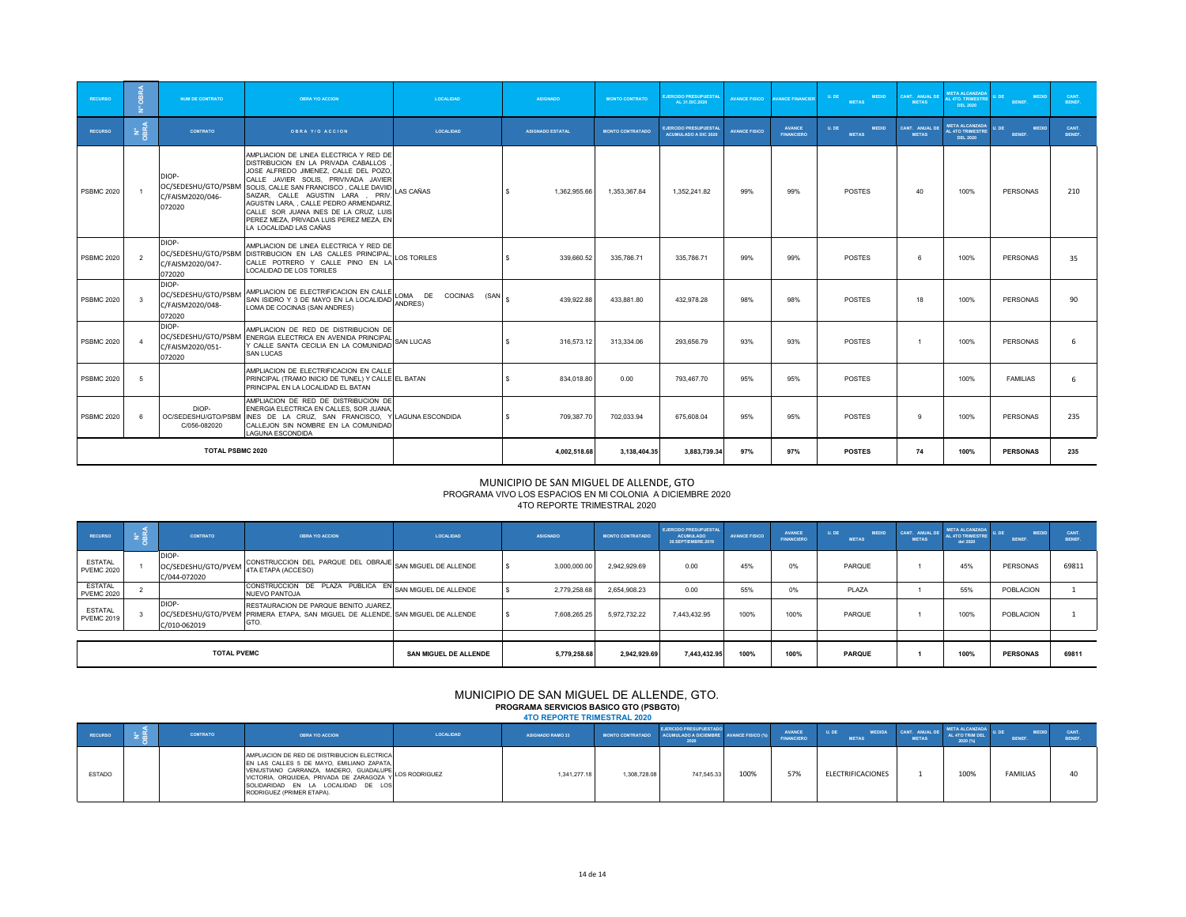| RECURSO | N° OBRA | NUM DE CONTRATO | OBRA Y/O ACCION | LOCALIDAD | ASIGNADO | MONTO CONTRATO | EJERCIDO PRESUPUESTAL AL 31.DIC.2020 | AVANCE FISICO | AVANCE FINANCIER | U. DE METAS | MEDID | CANT. ANUAL DE METAS | META ALCANZADA AL 4TO. TRIMESTRE DEL 2020 | U. DE BENEF. | MEDID | CANT. BENEF. |
|---|---|---|---|---|---|---|---|---|---|---|---|---|---|---|---|---|
| RECURSO | N° OBRA | CONTRATO | OBRA Y/O ACCION | LOCALIDAD | ASIGNADO ESTATAL | MONTO CONTRATADO | EJERCIDO PRESUPUESTAL ACUMULADO A DIC 2020 | AVANCE FISICO | AVANCE FINANCIERO | U. DE METAS | MEDID | CANT. ANUAL DE METAS | META ALCANZADA AL 4TO TRIMESTRE DEL 2020 | U. DE BENEF. | MEDID | CANT. BENEF. |
| PSBMC 2020 | 1 | DIOP-OC/SEDESHU/GTO/PSBM C/FAISM2020/046-072020 | AMPLIACION DE LINEA ELECTRICA Y RED DE DISTRIBUCION EN LA PRIVADA CABALLOS , JOSE ALFREDO JIMENEZ, CALLE DEL POZO, CALLE JAVIER SOLIS, PRIVIVADA JAVIER SOLIS, CALLE SAN FRANCISCO , CALLE DAVIID SAIZAR, CALLE AGUSTIN LARA , PRIV. AGUSTIN LARA, , CALLE PEDRO ARMENDARIZ, CALLE SOR JUANA INES DE LA CRUZ, LUIS PEREZ MEZA, PRIVADA LUIS PEREZ MEZA, EN LA LOCALIDAD LAS CAÑAS | LAS CAÑAS | $ 1,362,955.66 | 1,353,367.84 | 1,352,241.82 | 99% | 99% | POSTES | | 40 | 100% | PERSONAS | | 210 |
| PSBMC 2020 | 2 | DIOP-OC/SEDESHU/GTO/PSBM C/FAISM2020/047-072020 | AMPLIACION DE LINEA ELECTRICA Y RED DE DISTRIBUCION EN LAS CALLES PRINCIPAL, CALLE POTRERO Y CALLE PINO EN LA LOCALIDAD DE LOS TORILES | LOS TORILES | $ 339,660.52 | 335,786.71 | 335,786.71 | 99% | 99% | POSTES | | 6 | 100% | PERSONAS | | 35 |
| PSBMC 2020 | 3 | DIOP-OC/SEDESHU/GTO/PSBM C/FAISM2020/048-072020 | AMPLIACION DE ELECTRIFICACION EN CALLE SAN ISIDRO Y 3 DE MAYO EN LA LOCALIDAD LOMA DE COCINAS (SAN ANDRES) | LOMA DE COCINAS (SAN ANDRES) | $ 439,922.88 | 433,881.80 | 432,978.28 | 98% | 98% | POSTES | | 18 | 100% | PERSONAS | | 90 |
| PSBMC 2020 | 4 | DIOP-OC/SEDESHU/GTO/PSBM C/FAISM2020/051-072020 | AMPLIACION DE RED DE DISTRIBUCION DE ENERGIA ELECTRICA EN AVENIDA PRINCIPAL Y CALLE SANTA CECILIA EN LA COMUNIDAD SAN LUCAS | SAN LUCAS | $ 316,573.12 | 313,334.06 | 293,656.79 | 93% | 93% | POSTES | | 1 | 100% | PERSONAS | | 6 |
| PSBMC 2020 | 5 | | AMPLIACION DE ELECTRIFICACION EN CALLE PRINCIPAL (TRAMO INICIO DE TUNEL) Y CALLE PRINCIPAL EN LA LOCALIDAD EL BATAN | EL BATAN | $ 834,018.80 | 0.00 | 793,467.70 | 95% | 95% | POSTES | | | 100% | FAMILIAS | | 6 |
| PSBMC 2020 | 6 | DIOP-OC/SEDESHU/GTO/PSBM C/056-082020 | AMPLIACION DE RED DE DISTRIBUCION DE ENERGIA ELECTRICA EN CALLES, SOR JUANA, INES DE LA CRUZ, SAN FRANCISCO, Y CALLEJON SIN NOMBRE EN LA COMUNIDAD LAGUNA ESCONDIDA | LAGUNA ESCONDIDA | $ 709,387.70 | 702,033.94 | 675,608.04 | 95% | 95% | POSTES | | 9 | 100% | PERSONAS | | 235 |
| **TOTAL PSBMC 2020** | | | | | **4,002,518.68** | **3,138,404.35** | **3,883,739.34** | **97%** | **97%** | **POSTES** | | **74** | **100%** | **PERSONAS** | | **235** |

# MUNICIPIO DE SAN MIGUEL DE ALLENDE, GTO

## PROGRAMA VIVO LOS ESPACIOS EN MI COLONIA A DICIEMBRE 2020

## 4TO REPORTE TRIMESTRAL 2020

| RECURSO | N° OBRA | CONTRATO | OBRA Y/O ACCION | LOCALIDAD | ASIGNADO | MONTO CONTRATADO | EJERCIDO PRESUPUESTAL ACUMULADO 30.SEPTIEMBRE.2019 | AVANCE FISICO | AVANCE FINANCIERO | U. DE METAS | MEDID | CANT. ANUAL DE METAS | META ALCANZADA AL 4TO TRIMESTRE del 2020 | U. DE BENEF. | MEDID | CANT. BENEF. |
|---|---|---|---|---|---|---|---|---|---|---|---|---|---|---|---|---|
| ESTATAL PVEMC 2020 | 1 | DIOP-OC/SEDESHU/GTO/PVEM C/044-072020 | CONSTRUCCION DEL PARQUE DEL OBRAJE 4TA ETAPA (ACCESO) | SAN MIGUEL DE ALLENDE | $ 3,000,000.00 | 2,942,929.69 | 0.00 | 45% | 0% | PARQUE | | 1 | 45% | PERSONAS | | 69811 |
| ESTATAL PVEMC 2020 | 2 | | CONSTRUCCION DE PLAZA PUBLICA EN NUEVO PANTOJA | SAN MIGUEL DE ALLENDE | $ 2,779,258.68 | 2,654,908.23 | 0.00 | 55% | 0% | PLAZA | | 1 | 55% | POBLACION | | 1 |
| ESTATAL PVEMC 2019 | 3 | DIOP-OC/SEDESHU/GTO/PVEM C/010-062019 | RESTAURACION DE PARQUE BENITO JUAREZ, PRIMERA ETAPA, SAN MIGUEL DE ALLENDE, GTO. | SAN MIGUEL DE ALLENDE | $ 7,608,265.25 | 5,972,732.22 | 7,443,432.95 | 100% | 100% | PARQUE | | 1 | 100% | POBLACION | | 1 |
| **TOTAL PVEMC** | | | | **SAN MIGUEL DE ALLENDE** | **5,779,258.68** | **2,942,929.69** | **7,443,432.95** | **100%** | **100%** | **PARQUE** | | **1** | **100%** | **PERSONAS** | | **69811** |

# MUNICIPIO DE SAN MIGUEL DE ALLENDE, GTO.

## PROGRAMA SERVICIOS BASICO GTO (PSBGTO)

## 4TO REPORTE TRIMESTRAL 2020

| RECURSO | N° OBRA | CONTRATO | OBRA Y/O ACCION | LOCALIDAD | ASIGNADO RAMO 33 | MONTO CONTRATADO | EJERCIDO PRESUPUESTADO ACUMULADO A DICIEMBRE 2020 | AVANCE FISICO (%) | AVANCE FINANCIERO | U. DE METAS | MEDIDA | CANT. ANUAL DE METAS | META ALCANZADA AL 4TO TRIM DEL 2020 (%) | U. DE BENEF. | MEDID | CANT. BENEF. |
|---|---|---|---|---|---|---|---|---|---|---|---|---|---|---|---|---|
| ESTADO | | | AMPLIACION DE RED DE DISTRIBUCION ELECTRICA EN LAS CALLES 5 DE MAYO, EMILIANO ZAPATA, VENUSTIANO CARRANZA, MADERO, GUADALUPE VICTORIA, ORQUIDEA, PRIVADA DE ZARAGOZA Y SOLIDARIDAD EN LA LOCALIDAD DE LOS RODRIGUEZ (PRIMER ETAPA). | LOS RODRIGUEZ | 1,341,277.18 | 1,308,728.08 | 747,545.33 | 100% | 57% | ELECTRIFICACIONES | | 1 | 100% | FAMILIAS | | 40 |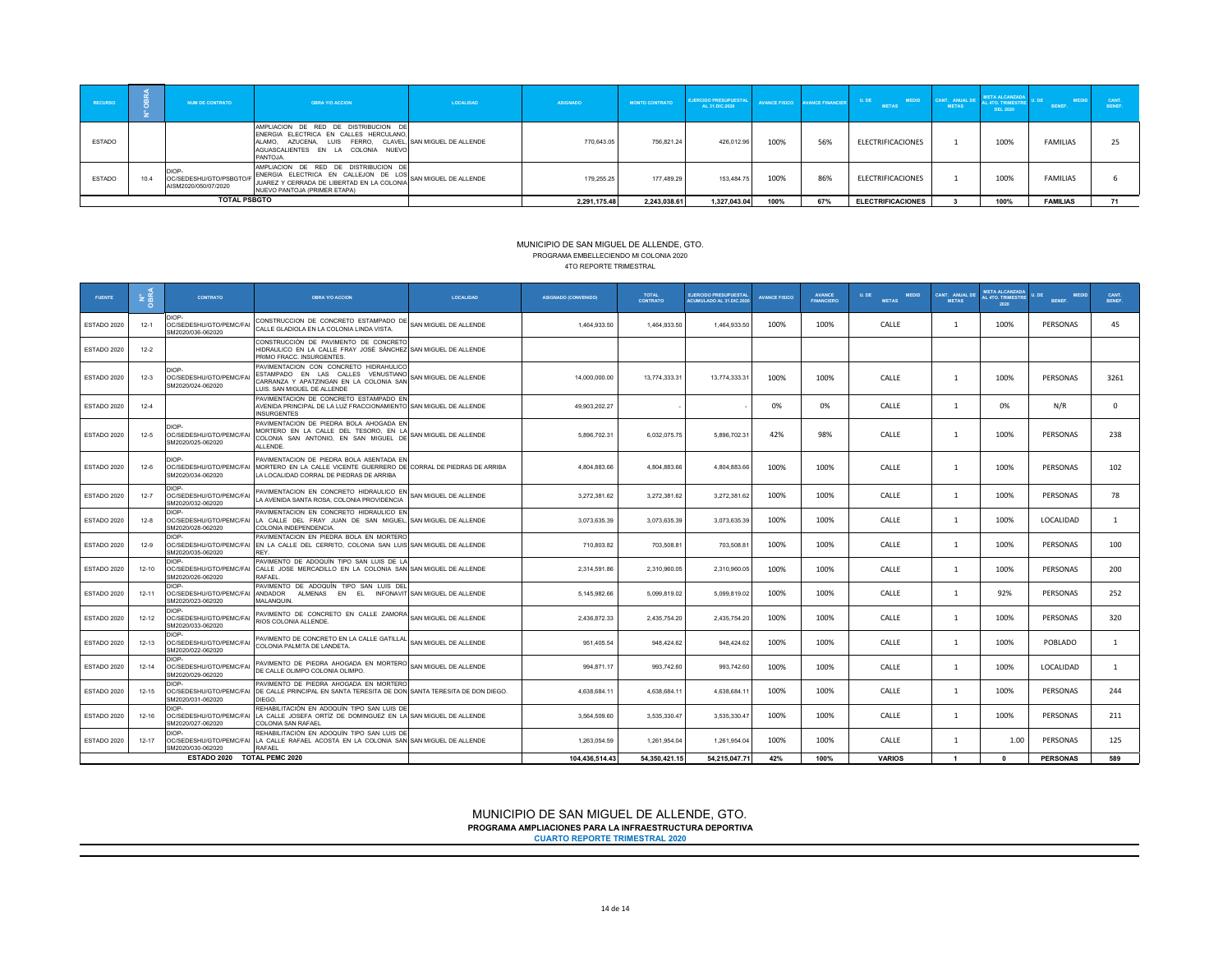| RECURSO | N° OBRA | NUM DE CONTRATO | OBRA Y/O ACCION | LOCALIDAD | ASIGNADO | MONTO CONTRATO | EJERCIDO PRESUPUESTAL AL 31.DIC.2020 | AVANCE FISICO | AVANCE FINANCIER | U. DE MEDID METAS | CANT. ANUAL DE METAS | META ALCANZADA AL 4TO. TRIMESTRE DEL 2020 | U. DE MEDID BENEF. | CANT. BENEF. |
|---|---|---|---|---|---|---|---|---|---|---|---|---|---|---|
| ESTADO | | | AMPLIACION DE RED DE DISTRIBUCION DE ENERGIA ELECTRICA EN CALLES HERCULANO, ALAMO, AZUCENA, LUIS FERRO, CLAVEL, AGUASCALIENTES EN LA COLONIA NUEVO PANTOJA. | SAN MIGUEL DE ALLENDE | 770,643.05 | 756,821.24 | 426,012.96 | 100% | 56% | ELECTRIFICACIONES | 1 | 100% | FAMILIAS | 25 |
| ESTADO | 10.4 | DIOP-OC/SEDESHU/GTO/PSBGTO/FAISM2020/050/07/2020 | AMPLIACION DE RED DE DISTRIBUCION DE ENERGIA ELECTRICA EN CALLEJON DE LOS JUAREZ Y CERRADA DE LIBERTAD EN LA COLONIA NUEVO PANTOJA (PRIMER ETAPA) | SAN MIGUEL DE ALLENDE | 179,255.25 | 177,489.29 | 153,484.75 | 100% | 86% | ELECTRIFICACIONES | 1 | 100% | FAMILIAS | 6 |
| TOTAL PSBGTO | | | | | 2,291,175.48 | 2,243,038.61 | 1,327,043.04 | 100% | 67% | ELECTRIFICACIONES | 3 | 100% | FAMILIAS | 71 |

## MUNICIPIO DE SAN MIGUEL DE ALLENDE, GTO.

PROGRAMA EMBELLECIENDO MI COLONIA 2020

4TO REPORTE TRIMESTRAL

| FUENTE | N° OBRA | CONTRATO | OBRA Y/O ACCION | LOCALIDAD | ASIGNADO (CONVENIDO) | TOTAL CONTRATO | EJERCIDO PRESUPUESTAL ACUMULADO AL 31.DIC.2020 | AVANCE FISICO | AVANCE FINANCIERO | U. DE MEDID METAS | CANT. ANUAL DE METAS | META ALCANZADA AL 4TO. TRIMESTRE 2020 | U. DE MEDID BENEF. | CANT. BENEF. |
|---|---|---|---|---|---|---|---|---|---|---|---|---|---|---|
| ESTADO 2020 | 12-1 | DIOP-OC/SEDESHU/GTO/PEMC/FAISM2020/036-062020 | CONSTRUCCION DE CONCRETO ESTAMPADO DE CALLE GLADIOLA EN LA COLONIA LINDA VISTA. | SAN MIGUEL DE ALLENDE | 1,464,933.50 | 1,464,933.50 | 1,464,933.50 | 100% | 100% | CALLE | 1 | 100% | PERSONAS | 45 |
| ESTADO 2020 | 12-2 | | CONSTRUCCIÓN DE PAVIMENTO DE CONCRETO HIDRAULICO EN LA CALLE FRAY JOSÉ SÁNCHEZ PRIMO FRACC. INSURGENTES. | SAN MIGUEL DE ALLENDE | | | | | | | | | | |
| ESTADO 2020 | 12-3 | DIOP-OC/SEDESHU/GTO/PEMC/FAISM2020/024-062020 | PAVIMENTACION CON CONCRETO HIDRAHULICO ESTAMPADO EN LAS CALLES VENUSTIANO CARRANZA Y APATZINGAN EN LA COLONIA SAN LUIS. SAN MIGUEL DE ALLENDE | SAN MIGUEL DE ALLENDE | 14,000,000.00 | 13,774,333.31 | 13,774,333.31 | 100% | 100% | CALLE | 1 | 100% | PERSONAS | 3261 |
| ESTADO 2020 | 12-4 | | PAVIMENTACION DE CONCRETO ESTAMPADO EN AVENIDA PRINCIPAL DE LA LUZ FRACCIONAMIENTO INSURGENTES | SAN MIGUEL DE ALLENDE | 49,903,202.27 | - | - | 0% | 0% | CALLE | 1 | 0% | N/R | 0 |
| ESTADO 2020 | 12-5 | DIOP-OC/SEDESHU/GTO/PEMC/FAISM2020/025-062020 | PAVIMENTACION DE PIEDRA BOLA AHOGADA EN MORTERO EN LA CALLE DEL TESORO, EN LA COLONIA SAN ANTONIO, EN SAN MIGUEL DE ALLENDE. | SAN MIGUEL DE ALLENDE | 5,896,702.31 | 6,032,075.75 | 5,896,702.31 | 42% | 98% | CALLE | 1 | 100% | PERSONAS | 238 |
| ESTADO 2020 | 12-6 | DIOP-OC/SEDESHU/GTO/PEMC/FAISM2020/034-062020 | PAVIMENTACION DE PIEDRA BOLA ASENTADA EN MORTERO EN LA CALLE VICENTE GUERRERO DE LA LOCALIDAD CORRAL DE PIEDRAS DE ARRIBA | CORRAL DE PIEDRAS DE ARRIBA | 4,804,883.66 | 4,804,883.66 | 4,804,883.66 | 100% | 100% | CALLE | 1 | 100% | PERSONAS | 102 |
| ESTADO 2020 | 12-7 | DIOP-OC/SEDESHU/GTO/PEMC/FAISM2020/032-062020 | PAVIMENTACION EN CONCRETO HIDRAULICO EN LA AVENIDA SANTA ROSA, COLONIA PROVIDENCIA | SAN MIGUEL DE ALLENDE | 3,272,381.62 | 3,272,381.62 | 3,272,381.62 | 100% | 100% | CALLE | 1 | 100% | PERSONAS | 78 |
| ESTADO 2020 | 12-8 | DIOP-OC/SEDESHU/GTO/PEMC/FAISM2020/028-062020 | PAVIMENTACION EN CONCRETO HIDRAULICO EN LA CALLE DEL FRAY JUAN DE SAN MIGUEL COLONIA INDEPENDENCIA. | SAN MIGUEL DE ALLENDE | 3,073,635.39 | 3,073,635.39 | 3,073,635.39 | 100% | 100% | CALLE | 1 | 100% | LOCALIDAD | 1 |
| ESTADO 2020 | 12-9 | DIOP-OC/SEDESHU/GTO/PEMC/FAISM2020/035-062020 | PAVIMENTACION EN PIEDRA BOLA EN MORTERO EN LA CALLE DEL CERRITO, COLONIA SAN LUIS REY. | SAN MIGUEL DE ALLENDE | 710,803.82 | 703,508.81 | 703,508.81 | 100% | 100% | CALLE | 1 | 100% | PERSONAS | 100 |
| ESTADO 2020 | 12-10 | DIOP-OC/SEDESHU/GTO/PEMC/FAISM2020/026-062020 | PAVIMENTO DE ADOQUÍN TIPO SAN LUIS DE LA CALLE JOSE MERCADILLO EN LA COLONIA SAN RAFAEL. | SAN MIGUEL DE ALLENDE | 2,314,591.86 | 2,310,960.05 | 2,310,960.05 | 100% | 100% | CALLE | 1 | 100% | PERSONAS | 200 |
| ESTADO 2020 | 12-11 | DIOP-OC/SEDESHU/GTO/PEMC/FAISM2020/023-062020 | PAVIMENTO DE ADOQUÍN TIPO SAN LUIS DEL ANDADOR ALMENAS EN EL INFONAVIT MALANQUIN. | SAN MIGUEL DE ALLENDE | 5,145,982.66 | 5,099,819.02 | 5,099,819.02 | 100% | 100% | CALLE | 1 | 92% | PERSONAS | 252 |
| ESTADO 2020 | 12-12 | DIOP-OC/SEDESHU/GTO/PEMC/FAISM2020/033-062020 | PAVIMENTO DE CONCRETO EN CALLE ZAMORA RIOS COLONIA ALLENDE. | SAN MIGUEL DE ALLENDE | 2,436,872.33 | 2,435,754.20 | 2,435,754.20 | 100% | 100% | CALLE | 1 | 100% | PERSONAS | 320 |
| ESTADO 2020 | 12-13 | DIOP-OC/SEDESHU/GTO/PEMC/FAISM2020/022-062020 | PAVIMENTO DE CONCRETO EN LA CALLE GATILLAL COLONIA PALMITA DE LANDETA. | SAN MIGUEL DE ALLENDE | 951,405.54 | 948,424.62 | 948,424.62 | 100% | 100% | CALLE | 1 | 100% | POBLADO | 1 |
| ESTADO 2020 | 12-14 | DIOP-OC/SEDESHU/GTO/PEMC/FAISM2020/029-062020 | PAVIMENTO DE PIEDRA AHOGADA EN MORTERO DE CALLE OLIMPO COLONIA OLIMPO. | SAN MIGUEL DE ALLENDE | 994,871.17 | 993,742.60 | 993,742.60 | 100% | 100% | CALLE | 1 | 100% | LOCALIDAD | 1 |
| ESTADO 2020 | 12-15 | DIOP-OC/SEDESHU/GTO/PEMC/FAISM2020/031-062020 | PAVIMENTO DE PIEDRA AHOGADA EN MORTERO DE CALLE PRINCIPAL EN SANTA TERESITA DE DON DIEGO. | SANTA TERESITA DE DON DIEGO. | 4,638,684.11 | 4,638,684.11 | 4,638,684.11 | 100% | 100% | CALLE | 1 | 100% | PERSONAS | 244 |
| ESTADO 2020 | 12-16 | DIOP-OC/SEDESHU/GTO/PEMC/FAISM2020/027-062020 | REHABILITACIÓN EN ADOQUÍN TIPO SAN LUIS DE LA CALLE JOSEFA ORTÍZ DE DOMINGUEZ EN LA COLONIA SAN RAFAEL | SAN MIGUEL DE ALLENDE | 3,564,509.60 | 3,535,330.47 | 3,535,330.47 | 100% | 100% | CALLE | 1 | 100% | PERSONAS | 211 |
| ESTADO 2020 | 12-17 | DIOP-OC/SEDESHU/GTO/PEMC/FAISM2020/030-062020 | REHABILITACIÓN EN ADOQUÍN TIPO SAN LUIS DE LA CALLE RAFAEL ACOSTA EN LA COLONIA SAN RAFAEL | SAN MIGUEL DE ALLENDE | 1,263,054.59 | 1,261,954.04 | 1,261,954.04 | 100% | 100% | CALLE | 1 | 1.00 | PERSONAS | 125 |
| ESTADO 2020 TOTAL PEMC 2020 | | | | | 104,436,514.43 | 54,350,421.15 | 54,215,047.71 | 42% | 100% | VARIOS | 1 | 0 | PERSONAS | 589 |

## MUNICIPIO DE SAN MIGUEL DE ALLENDE, GTO.

**PROGRAMA AMPLIACIONES PARA LA INFRAESTRUCTURA DEPORTIVA**

**CUARTO REPORTE TRIMESTRAL 2020**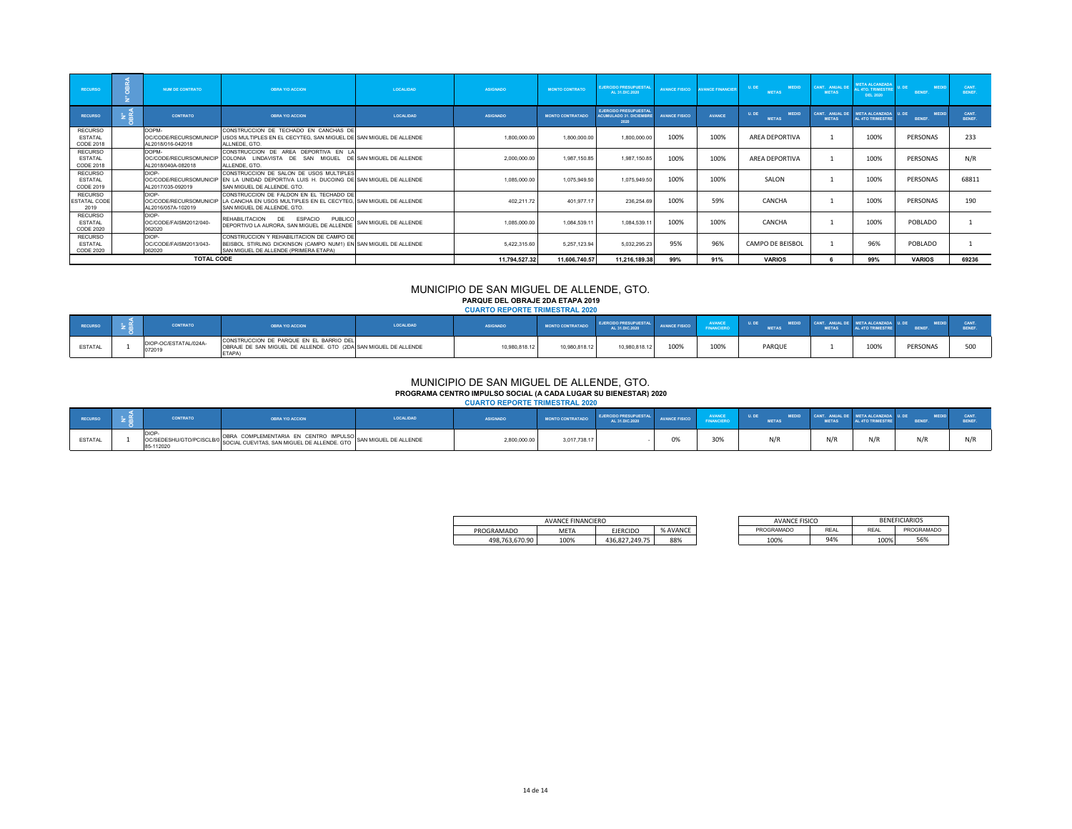| RECURSO | N° OBRA | CONTRATO | OBRA Y/O ACCION | LOCALIDAD | ASIGNADO | MONTO CONTRATADO | EJERCIDO PRESUPUESTAL ACUMULADO 31. DICIEMBRE 2020 | AVANCE FISICO | AVANCE | U. DE MEDIO METAS | CANT. ANUAL DE METAS | META ALCANZADA AL 4TO TRIMESTRE | U. DE MEDIO BENEF. | CANT. BENEF. |
|---|---|---|---|---|---|---|---|---|---|---|---|---|---|---|
| RECURSO ESTATAL CODE 2018 | | DOPM-OC/CODE/RECURSOMUNICIPAL2018/016-042018 | CONSTRUCCION DE TECHADO EN CANCHAS DE USOS MULTIPLES EN EL CECYTEG, SAN MIGUEL DE ALLNEDE, GTO. | SAN MIGUEL DE ALLENDE | 1,800,000.00 | 1,800,000.00 | 1,800,000.00 | 100% | 100% | AREA DEPORTIVA | 1 | 100% | PERSONAS | 233 |
| RECURSO ESTATAL CODE 2018 | | DOPM-OC/CODE/RECURSOMUNICIPAL2018/040A-082018 | CONSTRUCCION DE AREA DEPORTIVA EN LA COLONIA LINDAVISTA DE SAN MIGUEL DE ALLENDE, GTO. | SAN MIGUEL DE ALLENDE | 2,000,000.00 | 1,987,150.85 | 1,987,150.85 | 100% | 100% | AREA DEPORTIVA | 1 | 100% | PERSONAS | N/R |
| RECURSO ESTATAL CODE 2019 | | DIOP-OC/CODE/RECURSOMUNICIPAL2017/035-092019 | CONSTRUCCION DE SALON DE USOS MULTIPLES EN LA UNIDAD DEPORTIVA LUIS H. DUCOING DE SAN MIGUEL DE ALLENDE, GTO. | SAN MIGUEL DE ALLENDE | 1,085,000.00 | 1,075,949.50 | 1,075,949.50 | 100% | 100% | SALON | 1 | 100% | PERSONAS | 68811 |
| RECURSO ESTATAL CODE 2019 | | DIOP-OC/CODE/RECURSOMUNICIPAL2016/057A-102019 | CONSTRUCCION DE FALDON EN EL TECHADO DE LA CANCHA EN USOS MULTIPLES EN EL CECYTEG, SAN MIGUEL DE ALLENDE, GTO. | SAN MIGUEL DE ALLENDE | 402,211.72 | 401,977.17 | 236,254.69 | 100% | 59% | CANCHA | 1 | 100% | PERSONAS | 190 |
| RECURSO ESTATAL CODE 2020 | | DIOP-OC/CODE/FAISM2012/040-062020 | REHABILITACION DE ESPACIO PUBLICO DEPORTIVO LA AURORA, SAN MIGUEL DE ALLENDE | SAN MIGUEL DE ALLENDE | 1,085,000.00 | 1,084,539.11 | 1,084,539.11 | 100% | 100% | CANCHA | 1 | 100% | POBLADO | 1 |
| RECURSO ESTATAL CODE 2020 | | DIOP-OC/CODE/FAISM2013/043-062020 | CONSTRUCCION Y REHABILITACION DE CAMPO DE BEISBOL STIRLING DICKINSON (CAMPO NUM1) EN SAN MIGUEL DE ALLENDE (PRIMERA ETAPA) | SAN MIGUEL DE ALLENDE | 5,422,315.60 | 5,257,123.94 | 5,032,295.23 | 95% | 96% | CAMPO DE BEISBOL | 1 | 96% | POBLADO | 1 |
| TOTAL CODE | | | | | 11,794,527.32 | 11,606,740.57 | 11,216,189.38 | 99% | 91% | VARIOS | 6 | 99% | VARIOS | 69236 |

# MUNICIPIO DE SAN MIGUEL DE ALLENDE, GTO.

**PARQUE DEL OBRAJE 2DA ETAPA 2019**

**CUARTO REPORTE TRIMESTRAL 2020**

| RECURSO | N° OBRA | CONTRATO | OBRA Y/O ACCION | LOCALIDAD | ASIGNADO | MONTO CONTRATADO | EJERCIDO PRESUPUESTAL AL 31.DIC.2020 | AVANCE FISICO | AVANCE FINANCIERO | U. DE MEDIO METAS | CANT. ANUAL DE METAS | META ALCANZADA AL 4TO TRIMESTRE | U. DE MEDIO BENEF. | CANT. BENEF. |
|---|---|---|---|---|---|---|---|---|---|---|---|---|---|---|
| ESTATAL | 1 | DIOP-OC/ESTATAL/024A-072019 | CONSTRUCCION DE PARQUE EN EL BARRIO DEL OBRAJE DE SAN MIGUEL DE ALLENDE. GTO (2DA ETAPA) | SAN MIGUEL DE ALLENDE | 10,980,818.12 | 10,980,818.12 | 10,980,818.12 | 100% | 100% | PARQUE | 1 | 100% | PERSONAS | 500 |

# MUNICIPIO DE SAN MIGUEL DE ALLENDE, GTO.

**PROGRAMA CENTRO IMPULSO SOCIAL (A CADA LUGAR SU BIENESTAR) 2020**

**CUARTO REPORTE TRIMESTRAL 2020**

| RECURSO | N° OBRA | CONTRATO | OBRA Y/O ACCION | LOCALIDAD | ASIGNADO | MONTO CONTRATADO | EJERCIDO PRESUPUESTAL AL 31.DIC.2020 | AVANCE FISICO | AVANCE FINANCIERO | U. DE MEDIO METAS | CANT. ANUAL DE METAS | META ALCANZADA AL 4TO TRIMESTRE | U. DE MEDIO BENEF. | CANT. BENEF. |
|---|---|---|---|---|---|---|---|---|---|---|---|---|---|---|
| ESTATAL | 1 | DIOP-OC/SEDESHU/GTO/PCISCLB/085-112020 | OBRA COMPLEMENTARIA EN CENTRO IMPULSO SOCIAL CUEVITAS, SAN MIGUEL DE ALLENDE. GTO | SAN MIGUEL DE ALLENDE | 2,800,000.00 | 3,017,738.17 | - | 0% | 30% | N/R | N/R | N/R | N/R | N/R |

| AVANCE FINANCIERO | | | |
|---|---|---|---|
| PROGRAMADO | META | EJERCIDO | % AVANCE |
| 498,763,670.90 | 100% | 436,827,249.75 | 88% |

| AVANCE FISICO | | BENEFICIARIOS | |
|---|---|---|---|
| PROGRAMADO | REAL | REAL | PROGRAMADO |
| 100% | 94% | 100% | 56% |